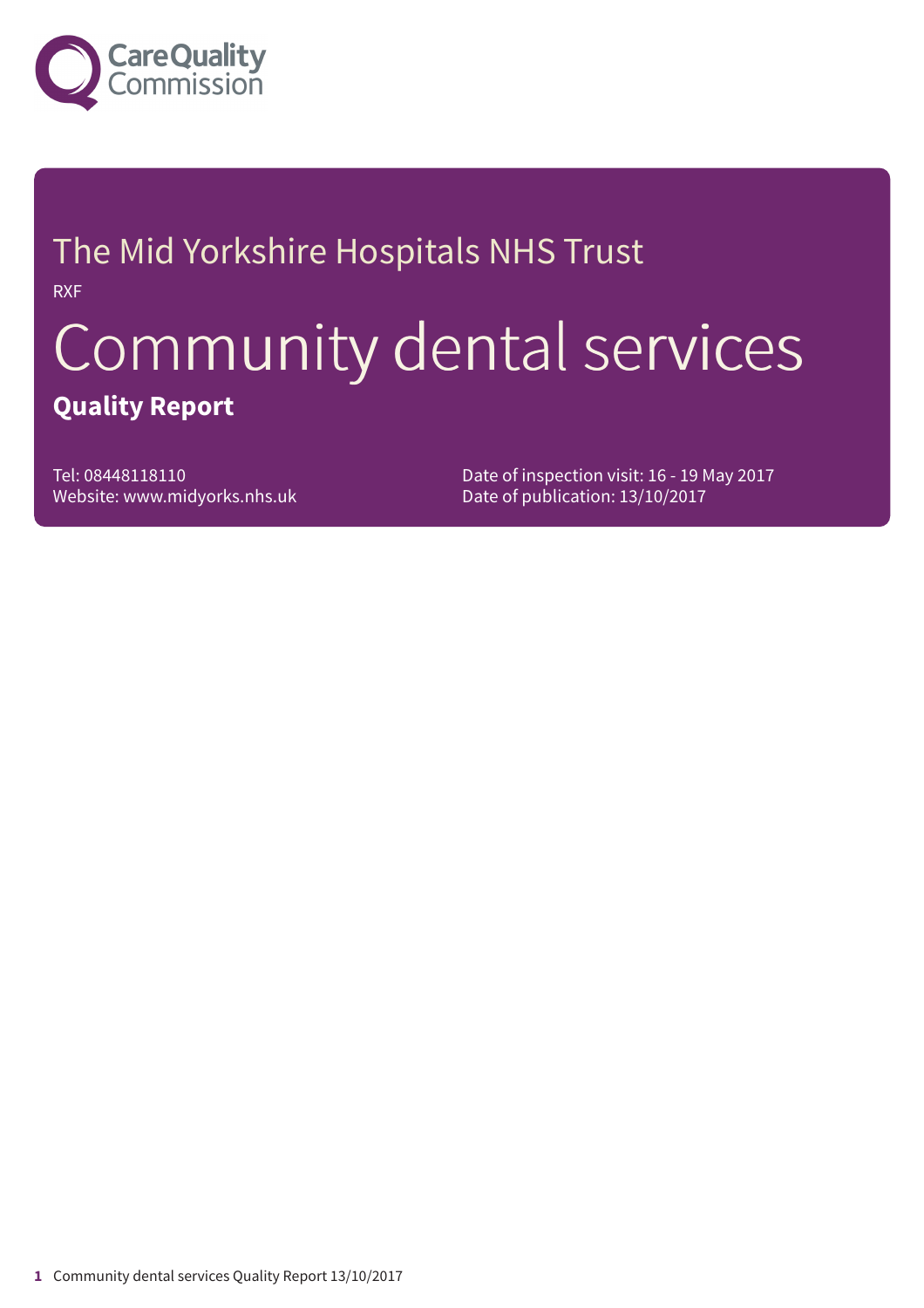Care Quality Commission

# The Mid Yorkshire Hospitals NHS Trust

RXF

# Community dental services

**Quality Report**

Tel: 08448118110
Website: www.midyorks.nhs.uk

Date of inspection visit: 16 - 19 May 2017
Date of publication: 13/10/2017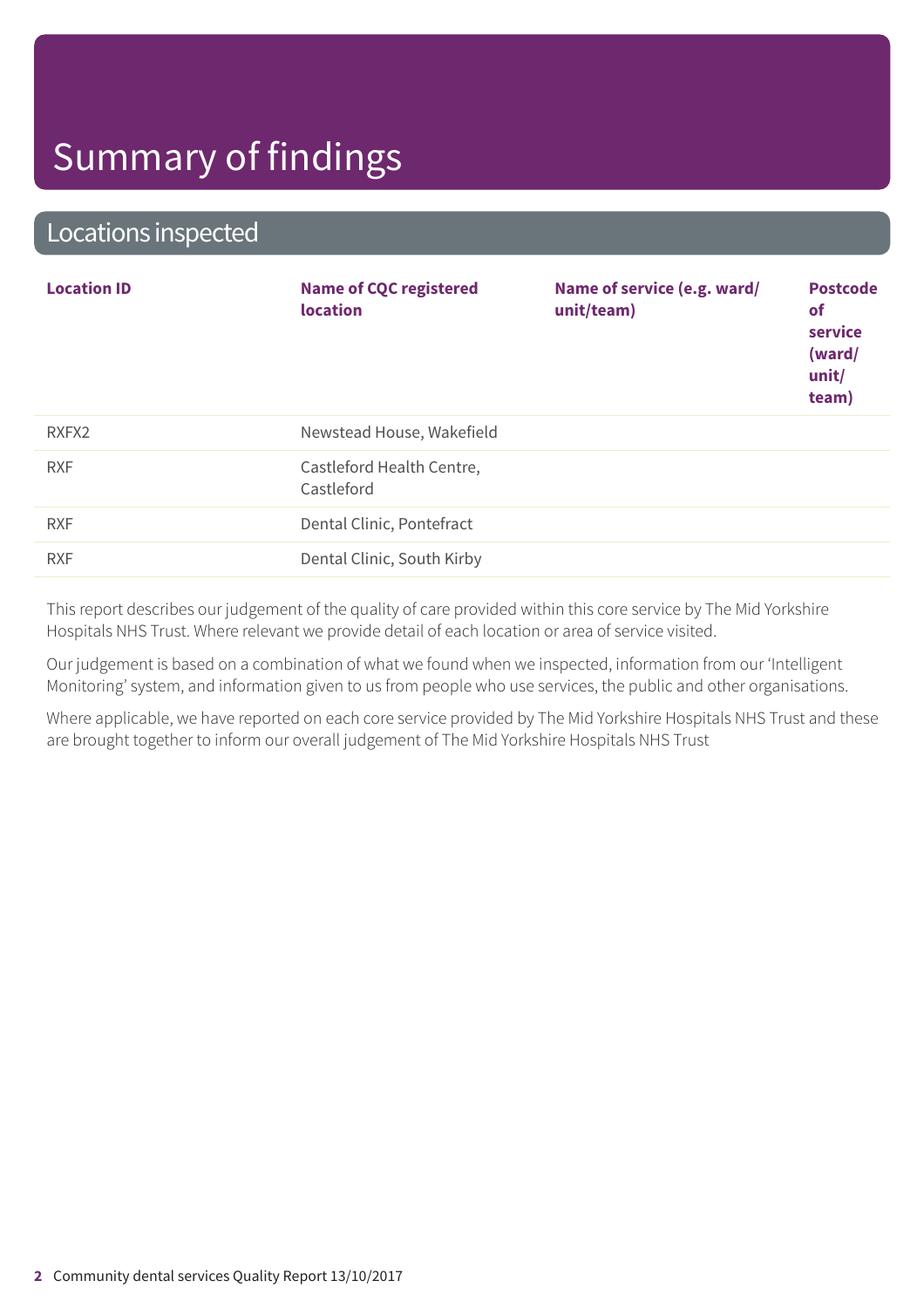# Summary of findings

## Locations inspected

| Location ID | Name of CQC registered location | Name of service (e.g. ward/ unit/team) | Postcode of service (ward/ unit/ team) |
|---|---|---|---|
| RXFX2 | Newstead House, Wakefield | | |
| RXF | Castleford Health Centre, Castleford | | |
| RXF | Dental Clinic, Pontefract | | |
| RXF | Dental Clinic, South Kirby | | |

This report describes our judgement of the quality of care provided within this core service by The Mid Yorkshire Hospitals NHS Trust. Where relevant we provide detail of each location or area of service visited.

Our judgement is based on a combination of what we found when we inspected, information from our 'Intelligent Monitoring' system, and information given to us from people who use services, the public and other organisations.

Where applicable, we have reported on each core service provided by The Mid Yorkshire Hospitals NHS Trust and these are brought together to inform our overall judgement of The Mid Yorkshire Hospitals NHS Trust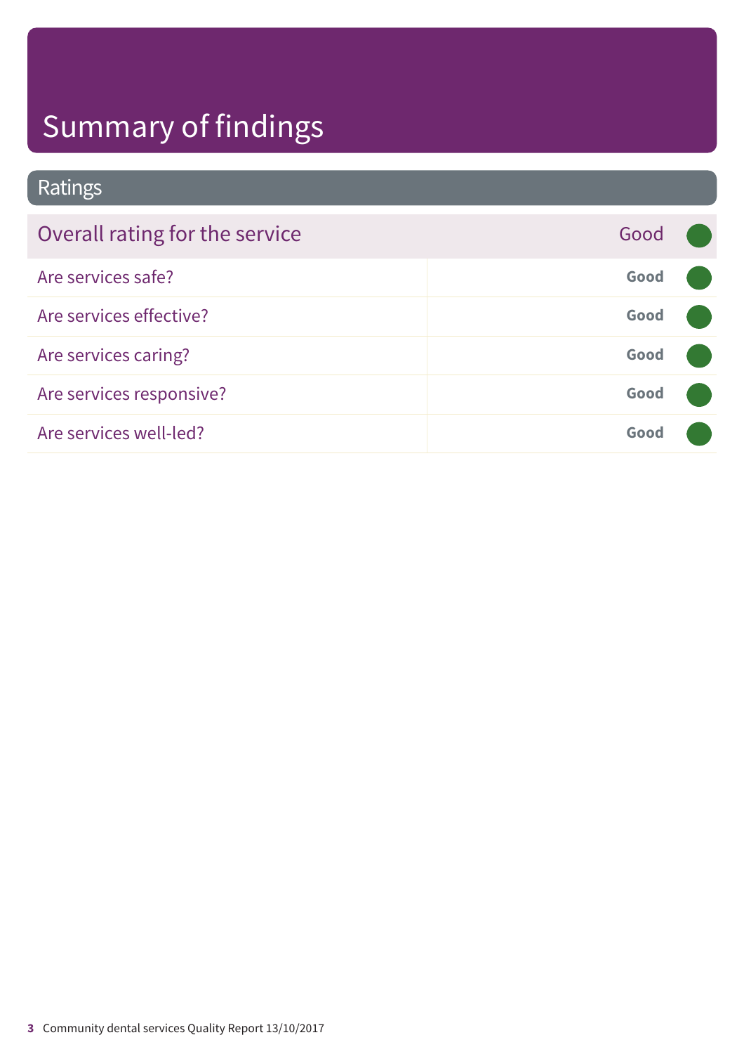# Summary of findings

## Ratings

| Overall rating for the service | Good |
| --- | --- |
| Are services safe? | Good |
| Are services effective? | Good |
| Are services caring? | Good |
| Are services responsive? | Good |
| Are services well-led? | Good |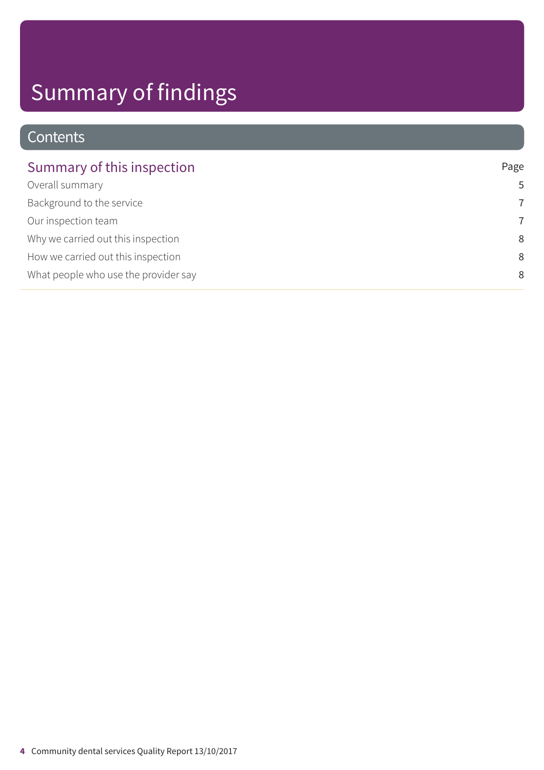# Summary of findings

## Contents

| Summary of this inspection | Page |
| --- | --- |
| Overall summary | 5 |
| Background to the service | 7 |
| Our inspection team | 7 |
| Why we carried out this inspection | 8 |
| How we carried out this inspection | 8 |
| What people who use the provider say | 8 |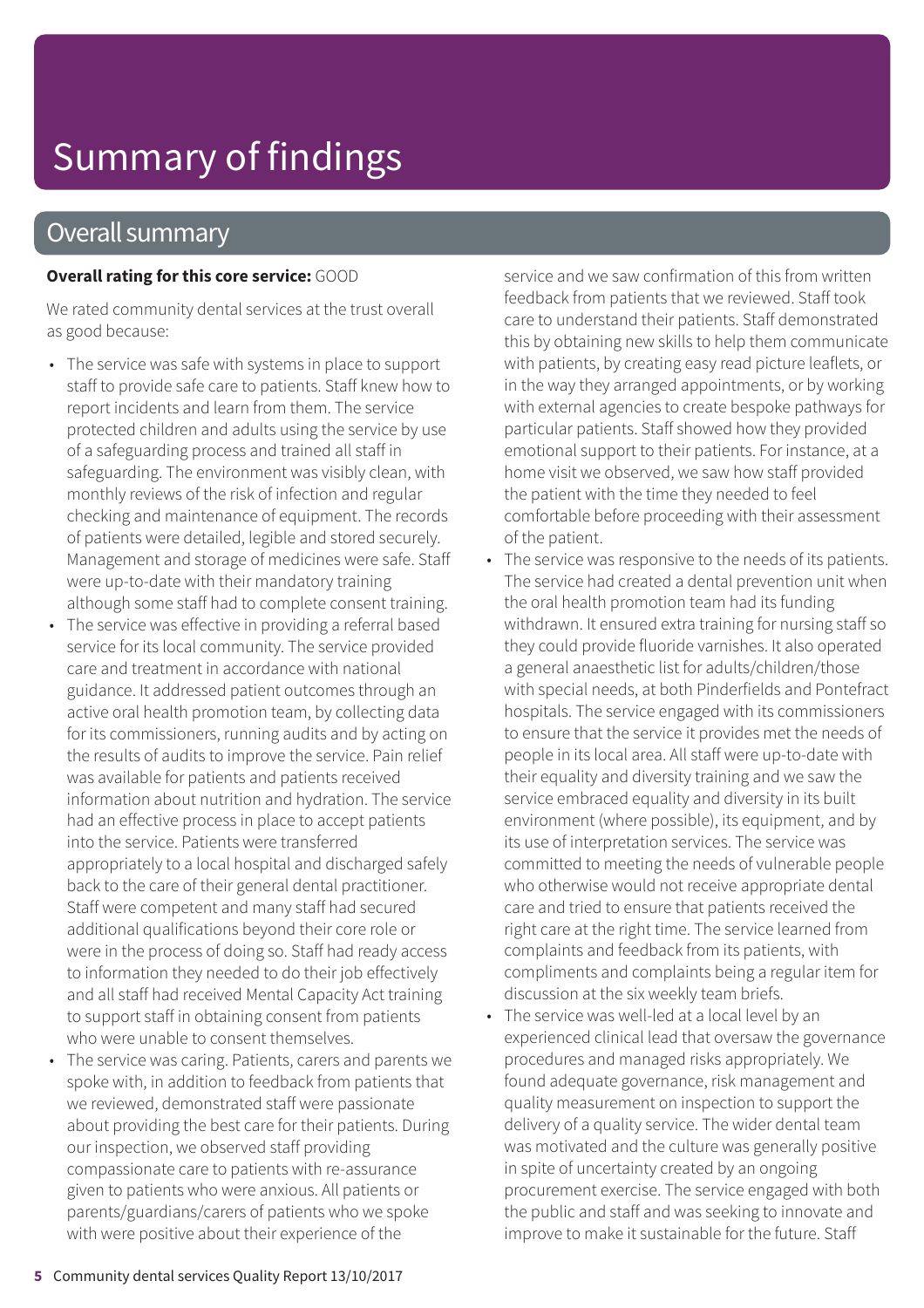# Summary of findings

## Overall summary

**Overall rating for this core service:** GOOD

We rated community dental services at the trust overall as good because:

- The service was safe with systems in place to support staff to provide safe care to patients. Staff knew how to report incidents and learn from them. The service protected children and adults using the service by use of a safeguarding process and trained all staff in safeguarding. The environment was visibly clean, with monthly reviews of the risk of infection and regular checking and maintenance of equipment. The records of patients were detailed, legible and stored securely. Management and storage of medicines were safe. Staff were up-to-date with their mandatory training although some staff had to complete consent training.
- The service was effective in providing a referral based service for its local community. The service provided care and treatment in accordance with national guidance. It addressed patient outcomes through an active oral health promotion team, by collecting data for its commissioners, running audits and by acting on the results of audits to improve the service. Pain relief was available for patients and patients received information about nutrition and hydration. The service had an effective process in place to accept patients into the service. Patients were transferred appropriately to a local hospital and discharged safely back to the care of their general dental practitioner. Staff were competent and many staff had secured additional qualifications beyond their core role or were in the process of doing so. Staff had ready access to information they needed to do their job effectively and all staff had received Mental Capacity Act training to support staff in obtaining consent from patients who were unable to consent themselves.
- The service was caring. Patients, carers and parents we spoke with, in addition to feedback from patients that we reviewed, demonstrated staff were passionate about providing the best care for their patients. During our inspection, we observed staff providing compassionate care to patients with re-assurance given to patients who were anxious. All patients or parents/guardians/carers of patients who we spoke with were positive about their experience of the service and we saw confirmation of this from written feedback from patients that we reviewed. Staff took care to understand their patients. Staff demonstrated this by obtaining new skills to help them communicate with patients, by creating easy read picture leaflets, or in the way they arranged appointments, or by working with external agencies to create bespoke pathways for particular patients. Staff showed how they provided emotional support to their patients. For instance, at a home visit we observed, we saw how staff provided the patient with the time they needed to feel comfortable before proceeding with their assessment of the patient.
- The service was responsive to the needs of its patients. The service had created a dental prevention unit when the oral health promotion team had its funding withdrawn. It ensured extra training for nursing staff so they could provide fluoride varnishes. It also operated a general anaesthetic list for adults/children/those with special needs, at both Pinderfields and Pontefract hospitals. The service engaged with its commissioners to ensure that the service it provides met the needs of people in its local area. All staff were up-to-date with their equality and diversity training and we saw the service embraced equality and diversity in its built environment (where possible), its equipment, and by its use of interpretation services. The service was committed to meeting the needs of vulnerable people who otherwise would not receive appropriate dental care and tried to ensure that patients received the right care at the right time. The service learned from complaints and feedback from its patients, with compliments and complaints being a regular item for discussion at the six weekly team briefs.
- The service was well-led at a local level by an experienced clinical lead that oversaw the governance procedures and managed risks appropriately. We found adequate governance, risk management and quality measurement on inspection to support the delivery of a quality service. The wider dental team was motivated and the culture was generally positive in spite of uncertainty created by an ongoing procurement exercise. The service engaged with both the public and staff and was seeking to innovate and improve to make it sustainable for the future. Staff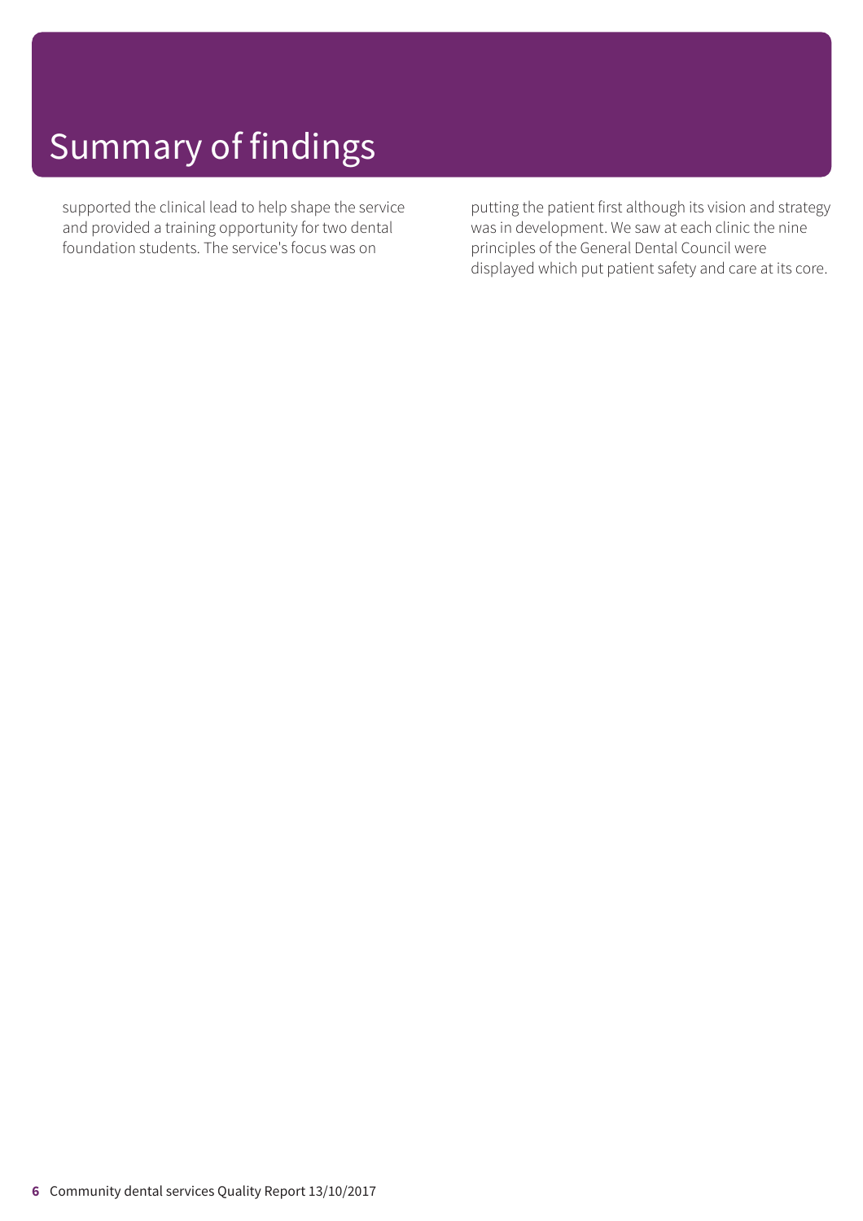# Summary of findings

supported the clinical lead to help shape the service and provided a training opportunity for two dental foundation students. The service's focus was on putting the patient first although its vision and strategy was in development. We saw at each clinic the nine principles of the General Dental Council were displayed which put patient safety and care at its core.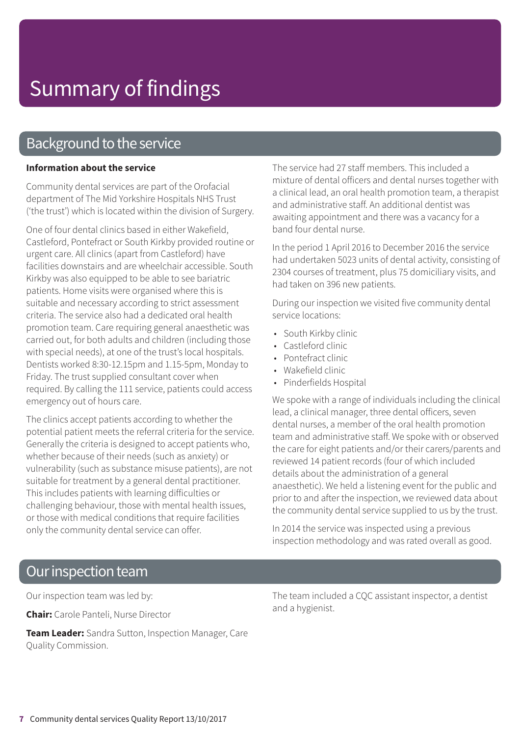# Summary of findings

## Background to the service

**Information about the service**

Community dental services are part of the Orofacial department of The Mid Yorkshire Hospitals NHS Trust ('the trust') which is located within the division of Surgery.

One of four dental clinics based in either Wakefield, Castleford, Pontefract or South Kirkby provided routine or urgent care. All clinics (apart from Castleford) have facilities downstairs and are wheelchair accessible. South Kirkby was also equipped to be able to see bariatric patients. Home visits were organised where this is suitable and necessary according to strict assessment criteria. The service also had a dedicated oral health promotion team. Care requiring general anaesthetic was carried out, for both adults and children (including those with special needs), at one of the trust's local hospitals. Dentists worked 8:30-12.15pm and 1.15-5pm, Monday to Friday. The trust supplied consultant cover when required. By calling the 111 service, patients could access emergency out of hours care.

The clinics accept patients according to whether the potential patient meets the referral criteria for the service. Generally the criteria is designed to accept patients who, whether because of their needs (such as anxiety) or vulnerability (such as substance misuse patients), are not suitable for treatment by a general dental practitioner. This includes patients with learning difficulties or challenging behaviour, those with mental health issues, or those with medical conditions that require facilities only the community dental service can offer.

The service had 27 staff members. This included a mixture of dental officers and dental nurses together with a clinical lead, an oral health promotion team, a therapist and administrative staff. An additional dentist was awaiting appointment and there was a vacancy for a band four dental nurse.

In the period 1 April 2016 to December 2016 the service had undertaken 5023 units of dental activity, consisting of 2304 courses of treatment, plus 75 domiciliary visits, and had taken on 396 new patients.

During our inspection we visited five community dental service locations:

- South Kirkby clinic
- Castleford clinic
- Pontefract clinic
- Wakefield clinic
- Pinderfields Hospital

We spoke with a range of individuals including the clinical lead, a clinical manager, three dental officers, seven dental nurses, a member of the oral health promotion team and administrative staff. We spoke with or observed the care for eight patients and/or their carers/parents and reviewed 14 patient records (four of which included details about the administration of a general anaesthetic). We held a listening event for the public and prior to and after the inspection, we reviewed data about the community dental service supplied to us by the trust.

In 2014 the service was inspected using a previous inspection methodology and was rated overall as good.

## Our inspection team

Our inspection team was led by:

**Chair:** Carole Panteli, Nurse Director

**Team Leader:** Sandra Sutton, Inspection Manager, Care Quality Commission.

The team included a CQC assistant inspector, a dentist and a hygienist.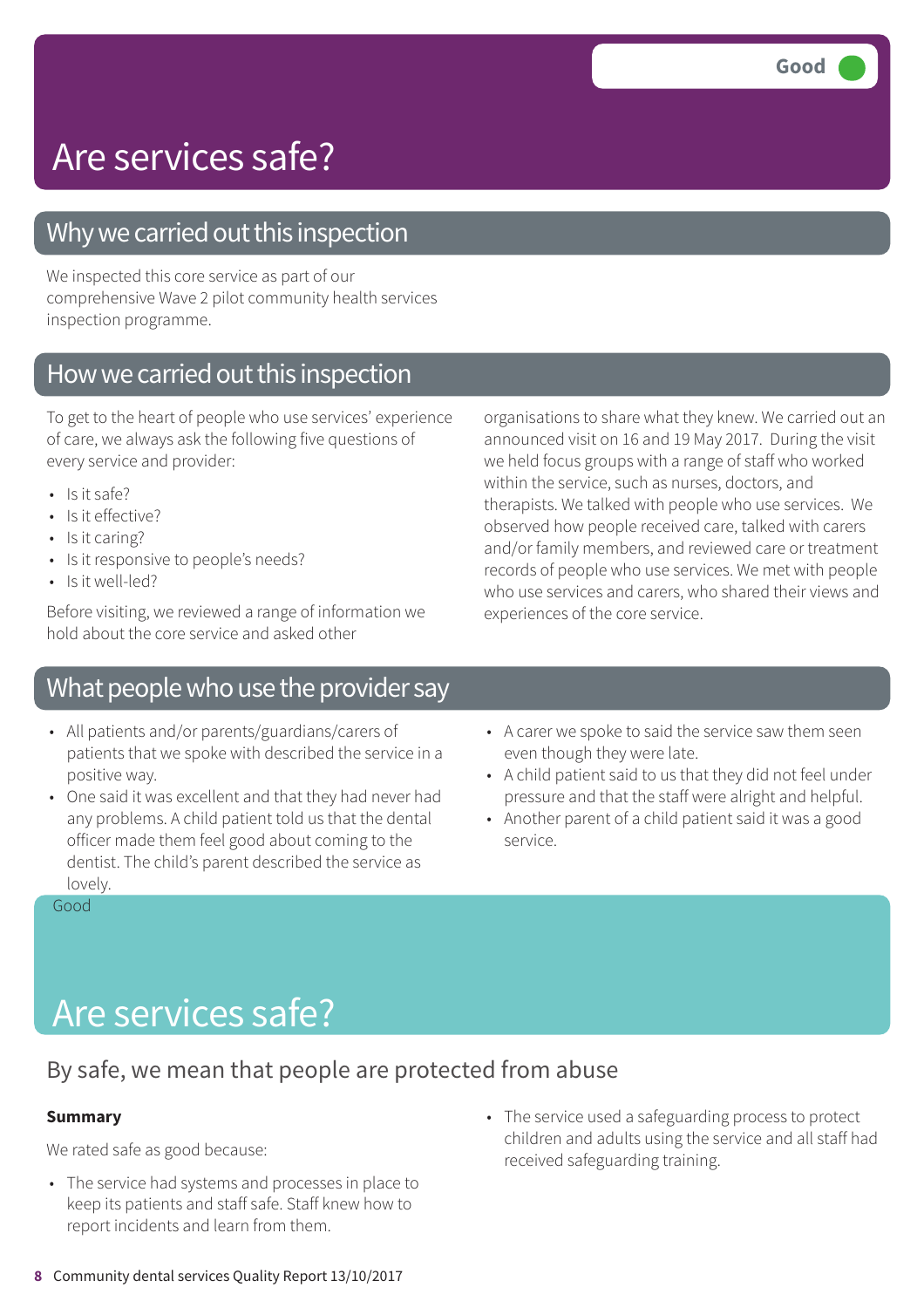Good

# Are services safe?

## Why we carried out this inspection

We inspected this core service as part of our comprehensive Wave 2 pilot community health services inspection programme.

## How we carried out this inspection

To get to the heart of people who use services' experience of care, we always ask the following five questions of every service and provider:

- Is it safe?
- Is it effective?
- Is it caring?
- Is it responsive to people's needs?
- Is it well-led?

Before visiting, we reviewed a range of information we hold about the core service and asked other organisations to share what they knew. We carried out an announced visit on 16 and 19 May 2017. During the visit we held focus groups with a range of staff who worked within the service, such as nurses, doctors, and therapists. We talked with people who use services. We observed how people received care, talked with carers and/or family members, and reviewed care or treatment records of people who use services. We met with people who use services and carers, who shared their views and experiences of the core service.

## What people who use the provider say

- All patients and/or parents/guardians/carers of patients that we spoke with described the service in a positive way.
- One said it was excellent and that they had never had any problems. A child patient told us that the dental officer made them feel good about coming to the dentist. The child's parent described the service as lovely.
- A carer we spoke to said the service saw them seen even though they were late.
- A child patient said to us that they did not feel under pressure and that the staff were alright and helpful.
- Another parent of a child patient said it was a good service.

Good

# Are services safe?

## By safe, we mean that people are protected from abuse

**Summary**

We rated safe as good because:

- The service had systems and processes in place to keep its patients and staff safe. Staff knew how to report incidents and learn from them.
- The service used a safeguarding process to protect children and adults using the service and all staff had received safeguarding training.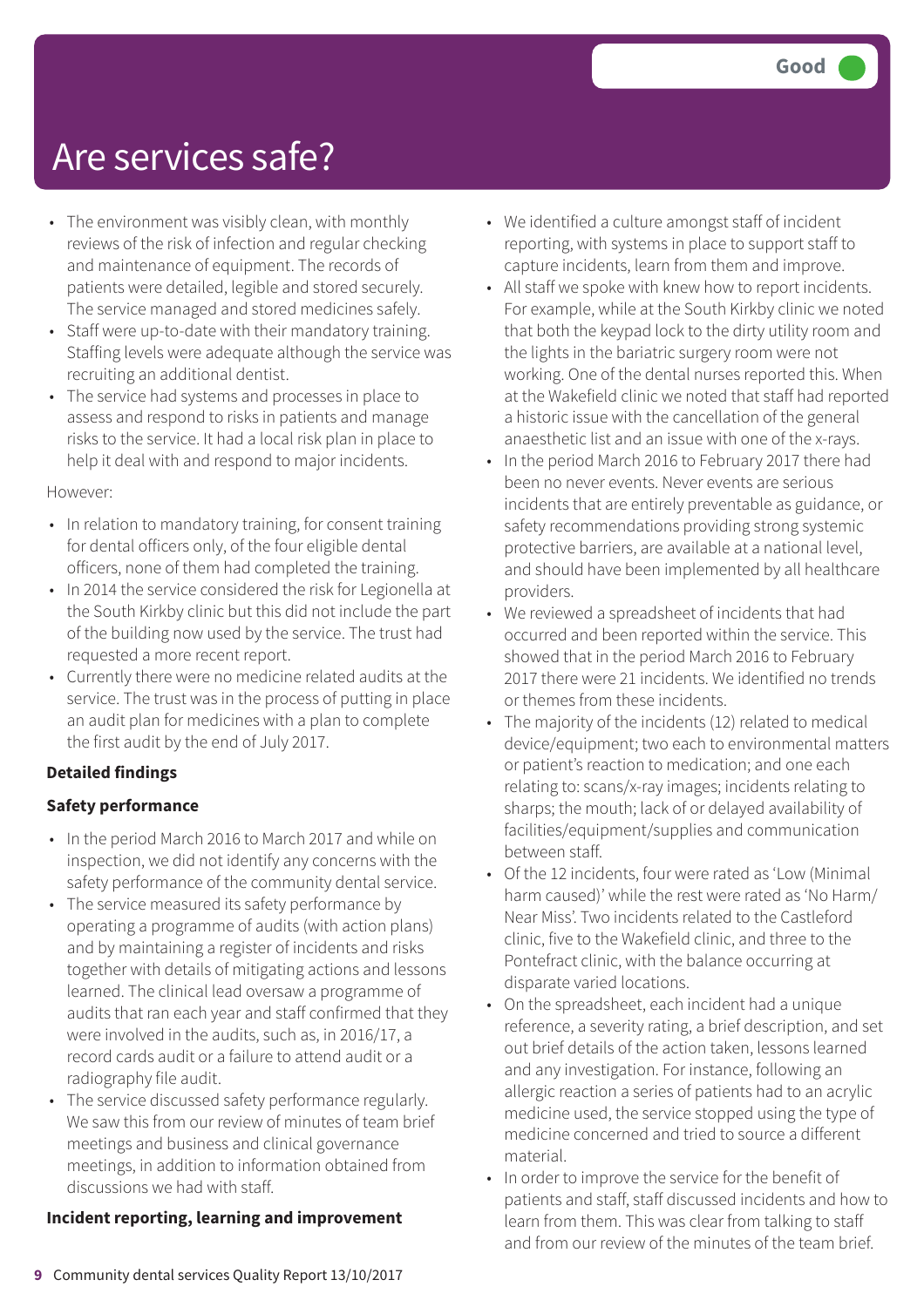Good

# Are services safe?

- The environment was visibly clean, with monthly reviews of the risk of infection and regular checking and maintenance of equipment. The records of patients were detailed, legible and stored securely. The service managed and stored medicines safely.
- Staff were up-to-date with their mandatory training. Staffing levels were adequate although the service was recruiting an additional dentist.
- The service had systems and processes in place to assess and respond to risks in patients and manage risks to the service. It had a local risk plan in place to help it deal with and respond to major incidents.

However:

- In relation to mandatory training, for consent training for dental officers only, of the four eligible dental officers, none of them had completed the training.
- In 2014 the service considered the risk for Legionella at the South Kirkby clinic but this did not include the part of the building now used by the service. The trust had requested a more recent report.
- Currently there were no medicine related audits at the service. The trust was in the process of putting in place an audit plan for medicines with a plan to complete the first audit by the end of July 2017.

**Detailed findings**

**Safety performance**

- In the period March 2016 to March 2017 and while on inspection, we did not identify any concerns with the safety performance of the community dental service.
- The service measured its safety performance by operating a programme of audits (with action plans) and by maintaining a register of incidents and risks together with details of mitigating actions and lessons learned. The clinical lead oversaw a programme of audits that ran each year and staff confirmed that they were involved in the audits, such as, in 2016/17, a record cards audit or a failure to attend audit or a radiography file audit.
- The service discussed safety performance regularly. We saw this from our review of minutes of team brief meetings and business and clinical governance meetings, in addition to information obtained from discussions we had with staff.

**Incident reporting, learning and improvement**

- We identified a culture amongst staff of incident reporting, with systems in place to support staff to capture incidents, learn from them and improve.
- All staff we spoke with knew how to report incidents. For example, while at the South Kirkby clinic we noted that both the keypad lock to the dirty utility room and the lights in the bariatric surgery room were not working. One of the dental nurses reported this. When at the Wakefield clinic we noted that staff had reported a historic issue with the cancellation of the general anaesthetic list and an issue with one of the x-rays.
- In the period March 2016 to February 2017 there had been no never events. Never events are serious incidents that are entirely preventable as guidance, or safety recommendations providing strong systemic protective barriers, are available at a national level, and should have been implemented by all healthcare providers.
- We reviewed a spreadsheet of incidents that had occurred and been reported within the service. This showed that in the period March 2016 to February 2017 there were 21 incidents. We identified no trends or themes from these incidents.
- The majority of the incidents (12) related to medical device/equipment; two each to environmental matters or patient's reaction to medication; and one each relating to: scans/x-ray images; incidents relating to sharps; the mouth; lack of or delayed availability of facilities/equipment/supplies and communication between staff.
- Of the 12 incidents, four were rated as 'Low (Minimal harm caused)' while the rest were rated as 'No Harm/ Near Miss'. Two incidents related to the Castleford clinic, five to the Wakefield clinic, and three to the Pontefract clinic, with the balance occurring at disparate varied locations.
- On the spreadsheet, each incident had a unique reference, a severity rating, a brief description, and set out brief details of the action taken, lessons learned and any investigation. For instance, following an allergic reaction a series of patients had to an acrylic medicine used, the service stopped using the type of medicine concerned and tried to source a different material.
- In order to improve the service for the benefit of patients and staff, staff discussed incidents and how to learn from them. This was clear from talking to staff and from our review of the minutes of the team brief.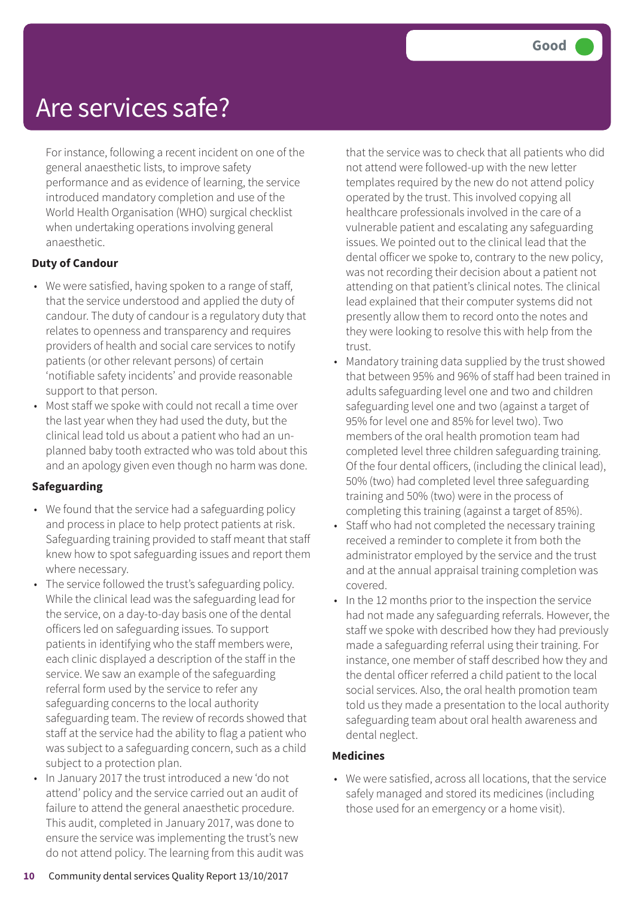# Are services safe?

Good

For instance, following a recent incident on one of the general anaesthetic lists, to improve safety performance and as evidence of learning, the service introduced mandatory completion and use of the World Health Organisation (WHO) surgical checklist when undertaking operations involving general anaesthetic.

**Duty of Candour**

- We were satisfied, having spoken to a range of staff, that the service understood and applied the duty of candour. The duty of candour is a regulatory duty that relates to openness and transparency and requires providers of health and social care services to notify patients (or other relevant persons) of certain 'notifiable safety incidents' and provide reasonable support to that person.
- Most staff we spoke with could not recall a time over the last year when they had used the duty, but the clinical lead told us about a patient who had an un-planned baby tooth extracted who was told about this and an apology given even though no harm was done.

**Safeguarding**

- We found that the service had a safeguarding policy and process in place to help protect patients at risk. Safeguarding training provided to staff meant that staff knew how to spot safeguarding issues and report them where necessary.
- The service followed the trust's safeguarding policy. While the clinical lead was the safeguarding lead for the service, on a day-to-day basis one of the dental officers led on safeguarding issues. To support patients in identifying who the staff members were, each clinic displayed a description of the staff in the service. We saw an example of the safeguarding referral form used by the service to refer any safeguarding concerns to the local authority safeguarding team. The review of records showed that staff at the service had the ability to flag a patient who was subject to a safeguarding concern, such as a child subject to a protection plan.
- In January 2017 the trust introduced a new 'do not attend' policy and the service carried out an audit of failure to attend the general anaesthetic procedure. This audit, completed in January 2017, was done to ensure the service was implementing the trust's new do not attend policy. The learning from this audit was that the service was to check that all patients who did not attend were followed-up with the new letter templates required by the new do not attend policy operated by the trust. This involved copying all healthcare professionals involved in the care of a vulnerable patient and escalating any safeguarding issues. We pointed out to the clinical lead that the dental officer we spoke to, contrary to the new policy, was not recording their decision about a patient not attending on that patient's clinical notes. The clinical lead explained that their computer systems did not presently allow them to record onto the notes and they were looking to resolve this with help from the trust.
- Mandatory training data supplied by the trust showed that between 95% and 96% of staff had been trained in adults safeguarding level one and two and children safeguarding level one and two (against a target of 95% for level one and 85% for level two). Two members of the oral health promotion team had completed level three children safeguarding training. Of the four dental officers, (including the clinical lead), 50% (two) had completed level three safeguarding training and 50% (two) were in the process of completing this training (against a target of 85%).
- Staff who had not completed the necessary training received a reminder to complete it from both the administrator employed by the service and the trust and at the annual appraisal training completion was covered.
- In the 12 months prior to the inspection the service had not made any safeguarding referrals. However, the staff we spoke with described how they had previously made a safeguarding referral using their training. For instance, one member of staff described how they and the dental officer referred a child patient to the local social services. Also, the oral health promotion team told us they made a presentation to the local authority safeguarding team about oral health awareness and dental neglect.

**Medicines**

- We were satisfied, across all locations, that the service safely managed and stored its medicines (including those used for an emergency or a home visit).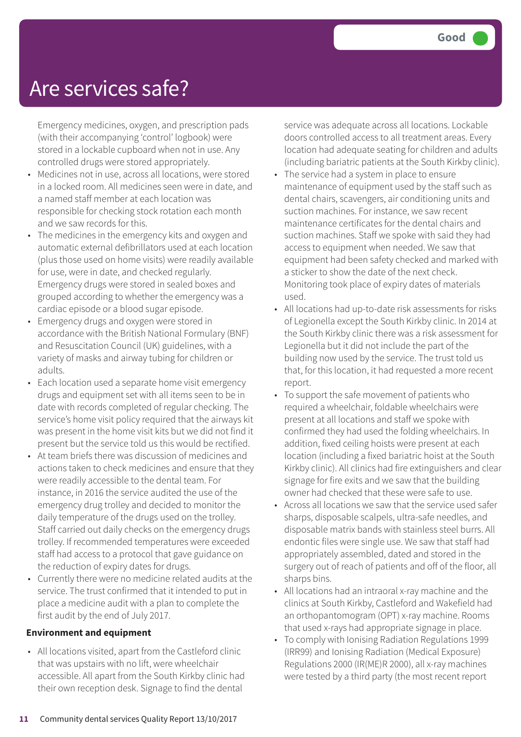# Are services safe?

Good

Emergency medicines, oxygen, and prescription pads (with their accompanying 'control' logbook) were stored in a lockable cupboard when not in use. Any controlled drugs were stored appropriately.

- Medicines not in use, across all locations, were stored in a locked room. All medicines seen were in date, and a named staff member at each location was responsible for checking stock rotation each month and we saw records for this.
- The medicines in the emergency kits and oxygen and automatic external defibrillators used at each location (plus those used on home visits) were readily available for use, were in date, and checked regularly. Emergency drugs were stored in sealed boxes and grouped according to whether the emergency was a cardiac episode or a blood sugar episode.
- Emergency drugs and oxygen were stored in accordance with the British National Formulary (BNF) and Resuscitation Council (UK) guidelines, with a variety of masks and airway tubing for children or adults.
- Each location used a separate home visit emergency drugs and equipment set with all items seen to be in date with records completed of regular checking. The service's home visit policy required that the airways kit was present in the home visit kits but we did not find it present but the service told us this would be rectified.
- At team briefs there was discussion of medicines and actions taken to check medicines and ensure that they were readily accessible to the dental team. For instance, in 2016 the service audited the use of the emergency drug trolley and decided to monitor the daily temperature of the drugs used on the trolley. Staff carried out daily checks on the emergency drugs trolley. If recommended temperatures were exceeded staff had access to a protocol that gave guidance on the reduction of expiry dates for drugs.
- Currently there were no medicine related audits at the service. The trust confirmed that it intended to put in place a medicine audit with a plan to complete the first audit by the end of July 2017.

**Environment and equipment**

- All locations visited, apart from the Castleford clinic that was upstairs with no lift, were wheelchair accessible. All apart from the South Kirkby clinic had their own reception desk. Signage to find the dental service was adequate across all locations. Lockable doors controlled access to all treatment areas. Every location had adequate seating for children and adults (including bariatric patients at the South Kirkby clinic).
- The service had a system in place to ensure maintenance of equipment used by the staff such as dental chairs, scavengers, air conditioning units and suction machines. For instance, we saw recent maintenance certificates for the dental chairs and suction machines. Staff we spoke with said they had access to equipment when needed. We saw that equipment had been safety checked and marked with a sticker to show the date of the next check. Monitoring took place of expiry dates of materials used.
- All locations had up-to-date risk assessments for risks of Legionella except the South Kirkby clinic. In 2014 at the South Kirkby clinic there was a risk assessment for Legionella but it did not include the part of the building now used by the service. The trust told us that, for this location, it had requested a more recent report.
- To support the safe movement of patients who required a wheelchair, foldable wheelchairs were present at all locations and staff we spoke with confirmed they had used the folding wheelchairs. In addition, fixed ceiling hoists were present at each location (including a fixed bariatric hoist at the South Kirkby clinic). All clinics had fire extinguishers and clear signage for fire exits and we saw that the building owner had checked that these were safe to use.
- Across all locations we saw that the service used safer sharps, disposable scalpels, ultra-safe needles, and disposable matrix bands with stainless steel burrs. All endontic files were single use. We saw that staff had appropriately assembled, dated and stored in the surgery out of reach of patients and off of the floor, all sharps bins.
- All locations had an intraoral x-ray machine and the clinics at South Kirkby, Castleford and Wakefield had an orthopantomogram (OPT) x-ray machine. Rooms that used x-rays had appropriate signage in place.
- To comply with Ionising Radiation Regulations 1999 (IRR99) and Ionising Radiation (Medical Exposure) Regulations 2000 (IR(ME)R 2000), all x-ray machines were tested by a third party (the most recent report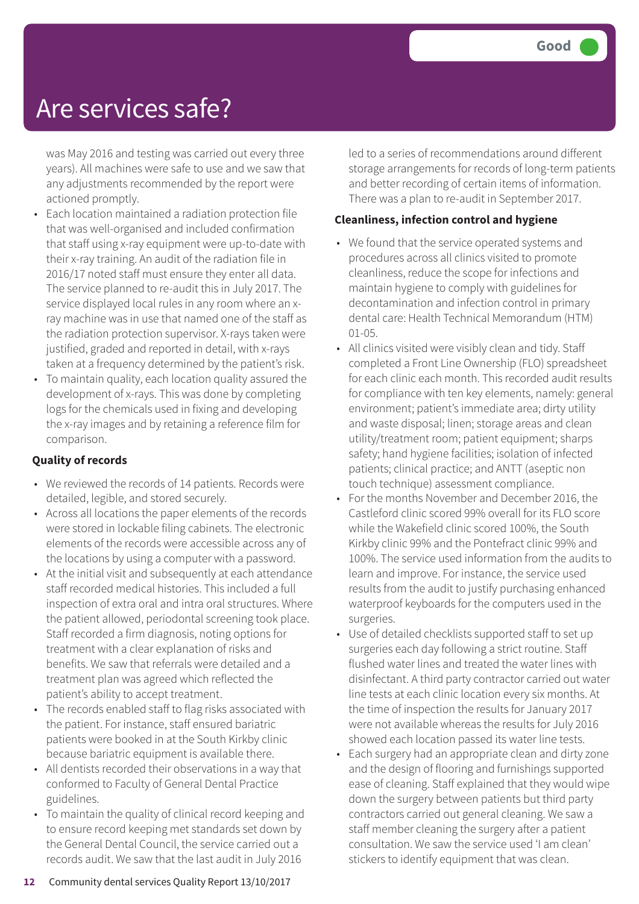# Are services safe?

Good

was May 2016 and testing was carried out every three years). All machines were safe to use and we saw that any adjustments recommended by the report were actioned promptly.

- Each location maintained a radiation protection file that was well-organised and included confirmation that staff using x-ray equipment were up-to-date with their x-ray training. An audit of the radiation file in 2016/17 noted staff must ensure they enter all data. The service planned to re-audit this in July 2017. The service displayed local rules in any room where an x-ray machine was in use that named one of the staff as the radiation protection supervisor. X-rays taken were justified, graded and reported in detail, with x-rays taken at a frequency determined by the patient's risk.
- To maintain quality, each location quality assured the development of x-rays. This was done by completing logs for the chemicals used in fixing and developing the x-ray images and by retaining a reference film for comparison.

**Quality of records**

- We reviewed the records of 14 patients. Records were detailed, legible, and stored securely.
- Across all locations the paper elements of the records were stored in lockable filing cabinets. The electronic elements of the records were accessible across any of the locations by using a computer with a password.
- At the initial visit and subsequently at each attendance staff recorded medical histories. This included a full inspection of extra oral and intra oral structures. Where the patient allowed, periodontal screening took place. Staff recorded a firm diagnosis, noting options for treatment with a clear explanation of risks and benefits. We saw that referrals were detailed and a treatment plan was agreed which reflected the patient's ability to accept treatment.
- The records enabled staff to flag risks associated with the patient. For instance, staff ensured bariatric patients were booked in at the South Kirkby clinic because bariatric equipment is available there.
- All dentists recorded their observations in a way that conformed to Faculty of General Dental Practice guidelines.
- To maintain the quality of clinical record keeping and to ensure record keeping met standards set down by the General Dental Council, the service carried out a records audit. We saw that the last audit in July 2016 led to a series of recommendations around different storage arrangements for records of long-term patients and better recording of certain items of information. There was a plan to re-audit in September 2017.

**Cleanliness, infection control and hygiene**

- We found that the service operated systems and procedures across all clinics visited to promote cleanliness, reduce the scope for infections and maintain hygiene to comply with guidelines for decontamination and infection control in primary dental care: Health Technical Memorandum (HTM) 01-05.
- All clinics visited were visibly clean and tidy. Staff completed a Front Line Ownership (FLO) spreadsheet for each clinic each month. This recorded audit results for compliance with ten key elements, namely: general environment; patient's immediate area; dirty utility and waste disposal; linen; storage areas and clean utility/treatment room; patient equipment; sharps safety; hand hygiene facilities; isolation of infected patients; clinical practice; and ANTT (aseptic non touch technique) assessment compliance.
- For the months November and December 2016, the Castleford clinic scored 99% overall for its FLO score while the Wakefield clinic scored 100%, the South Kirkby clinic 99% and the Pontefract clinic 99% and 100%. The service used information from the audits to learn and improve. For instance, the service used results from the audit to justify purchasing enhanced waterproof keyboards for the computers used in the surgeries.
- Use of detailed checklists supported staff to set up surgeries each day following a strict routine. Staff flushed water lines and treated the water lines with disinfectant. A third party contractor carried out water line tests at each clinic location every six months. At the time of inspection the results for January 2017 were not available whereas the results for July 2016 showed each location passed its water line tests.
- Each surgery had an appropriate clean and dirty zone and the design of flooring and furnishings supported ease of cleaning. Staff explained that they would wipe down the surgery between patients but third party contractors carried out general cleaning. We saw a staff member cleaning the surgery after a patient consultation. We saw the service used 'I am clean' stickers to identify equipment that was clean.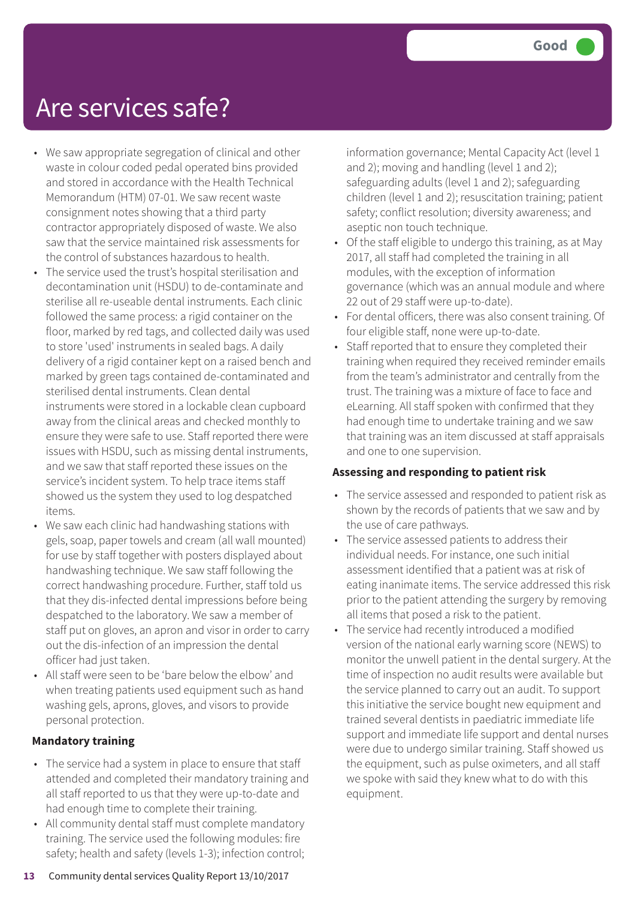# Are services safe?

Good

- We saw appropriate segregation of clinical and other waste in colour coded pedal operated bins provided and stored in accordance with the Health Technical Memorandum (HTM) 07-01. We saw recent waste consignment notes showing that a third party contractor appropriately disposed of waste. We also saw that the service maintained risk assessments for the control of substances hazardous to health.
- The service used the trust's hospital sterilisation and decontamination unit (HSDU) to de-contaminate and sterilise all re-useable dental instruments. Each clinic followed the same process: a rigid container on the floor, marked by red tags, and collected daily was used to store 'used' instruments in sealed bags. A daily delivery of a rigid container kept on a raised bench and marked by green tags contained de-contaminated and sterilised dental instruments. Clean dental instruments were stored in a lockable clean cupboard away from the clinical areas and checked monthly to ensure they were safe to use. Staff reported there were issues with HSDU, such as missing dental instruments, and we saw that staff reported these issues on the service's incident system. To help trace items staff showed us the system they used to log despatched items.
- We saw each clinic had handwashing stations with gels, soap, paper towels and cream (all wall mounted) for use by staff together with posters displayed about handwashing technique. We saw staff following the correct handwashing procedure. Further, staff told us that they dis-infected dental impressions before being despatched to the laboratory. We saw a member of staff put on gloves, an apron and visor in order to carry out the dis-infection of an impression the dental officer had just taken.
- All staff were seen to be 'bare below the elbow' and when treating patients used equipment such as hand washing gels, aprons, gloves, and visors to provide personal protection.

**Mandatory training**

- The service had a system in place to ensure that staff attended and completed their mandatory training and all staff reported to us that they were up-to-date and had enough time to complete their training.
- All community dental staff must complete mandatory training. The service used the following modules: fire safety; health and safety (levels 1-3); infection control; information governance; Mental Capacity Act (level 1 and 2); moving and handling (level 1 and 2); safeguarding adults (level 1 and 2); safeguarding children (level 1 and 2); resuscitation training; patient safety; conflict resolution; diversity awareness; and aseptic non touch technique.
- Of the staff eligible to undergo this training, as at May 2017, all staff had completed the training in all modules, with the exception of information governance (which was an annual module and where 22 out of 29 staff were up-to-date).
- For dental officers, there was also consent training. Of four eligible staff, none were up-to-date.
- Staff reported that to ensure they completed their training when required they received reminder emails from the team's administrator and centrally from the trust. The training was a mixture of face to face and eLearning. All staff spoken with confirmed that they had enough time to undertake training and we saw that training was an item discussed at staff appraisals and one to one supervision.

**Assessing and responding to patient risk**

- The service assessed and responded to patient risk as shown by the records of patients that we saw and by the use of care pathways.
- The service assessed patients to address their individual needs. For instance, one such initial assessment identified that a patient was at risk of eating inanimate items. The service addressed this risk prior to the patient attending the surgery by removing all items that posed a risk to the patient.
- The service had recently introduced a modified version of the national early warning score (NEWS) to monitor the unwell patient in the dental surgery. At the time of inspection no audit results were available but the service planned to carry out an audit. To support this initiative the service bought new equipment and trained several dentists in paediatric immediate life support and immediate life support and dental nurses were due to undergo similar training. Staff showed us the equipment, such as pulse oximeters, and all staff we spoke with said they knew what to do with this equipment.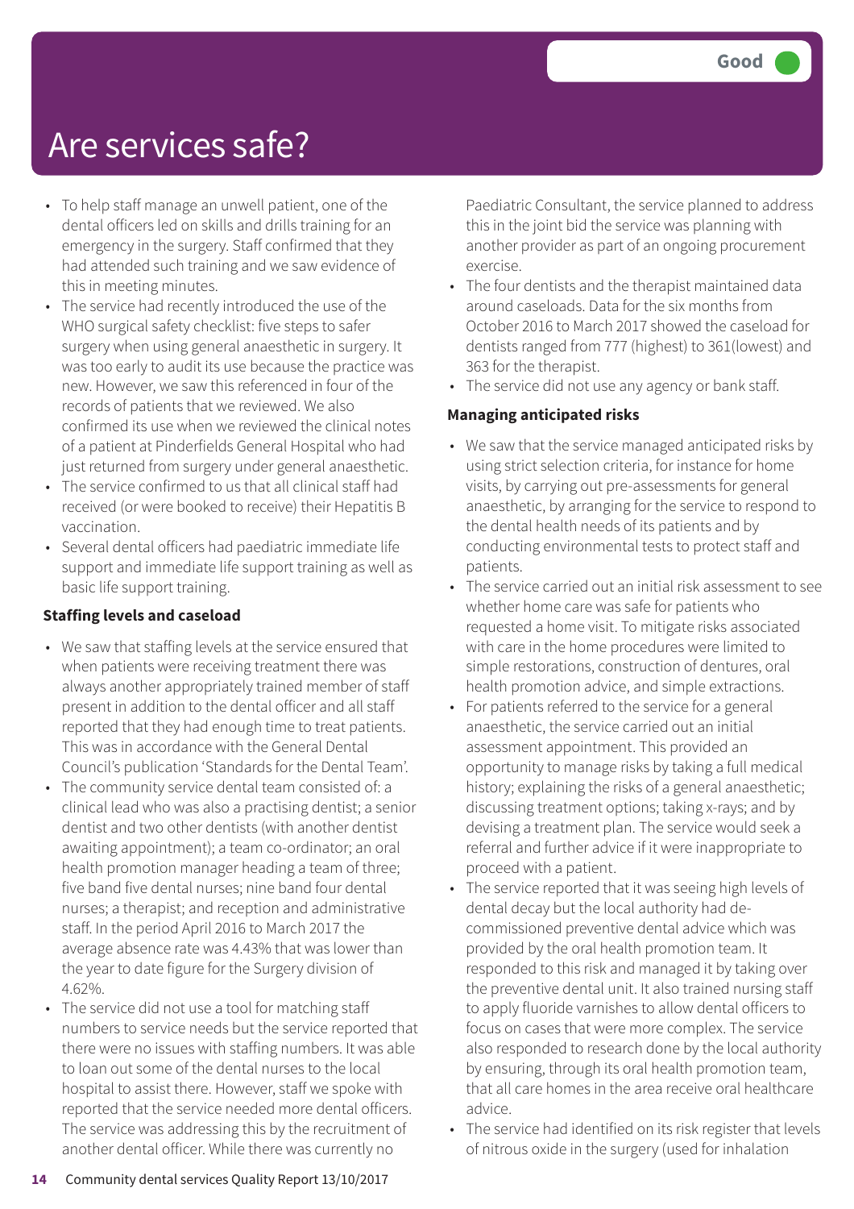# Are services safe?

Good

- To help staff manage an unwell patient, one of the dental officers led on skills and drills training for an emergency in the surgery. Staff confirmed that they had attended such training and we saw evidence of this in meeting minutes.
- The service had recently introduced the use of the WHO surgical safety checklist: five steps to safer surgery when using general anaesthetic in surgery. It was too early to audit its use because the practice was new. However, we saw this referenced in four of the records of patients that we reviewed. We also confirmed its use when we reviewed the clinical notes of a patient at Pinderfields General Hospital who had just returned from surgery under general anaesthetic.
- The service confirmed to us that all clinical staff had received (or were booked to receive) their Hepatitis B vaccination.
- Several dental officers had paediatric immediate life support and immediate life support training as well as basic life support training.

**Staffing levels and caseload**

- We saw that staffing levels at the service ensured that when patients were receiving treatment there was always another appropriately trained member of staff present in addition to the dental officer and all staff reported that they had enough time to treat patients. This was in accordance with the General Dental Council's publication 'Standards for the Dental Team'.
- The community service dental team consisted of: a clinical lead who was also a practising dentist; a senior dentist and two other dentists (with another dentist awaiting appointment); a team co-ordinator; an oral health promotion manager heading a team of three; five band five dental nurses; nine band four dental nurses; a therapist; and reception and administrative staff. In the period April 2016 to March 2017 the average absence rate was 4.43% that was lower than the year to date figure for the Surgery division of 4.62%.
- The service did not use a tool for matching staff numbers to service needs but the service reported that there were no issues with staffing numbers. It was able to loan out some of the dental nurses to the local hospital to assist there. However, staff we spoke with reported that the service needed more dental officers. The service was addressing this by the recruitment of another dental officer. While there was currently no Paediatric Consultant, the service planned to address this in the joint bid the service was planning with another provider as part of an ongoing procurement exercise.
- The four dentists and the therapist maintained data around caseloads. Data for the six months from October 2016 to March 2017 showed the caseload for dentists ranged from 777 (highest) to 361(lowest) and 363 for the therapist.
- The service did not use any agency or bank staff.

**Managing anticipated risks**

- We saw that the service managed anticipated risks by using strict selection criteria, for instance for home visits, by carrying out pre-assessments for general anaesthetic, by arranging for the service to respond to the dental health needs of its patients and by conducting environmental tests to protect staff and patients.
- The service carried out an initial risk assessment to see whether home care was safe for patients who requested a home visit. To mitigate risks associated with care in the home procedures were limited to simple restorations, construction of dentures, oral health promotion advice, and simple extractions.
- For patients referred to the service for a general anaesthetic, the service carried out an initial assessment appointment. This provided an opportunity to manage risks by taking a full medical history; explaining the risks of a general anaesthetic; discussing treatment options; taking x-rays; and by devising a treatment plan. The service would seek a referral and further advice if it were inappropriate to proceed with a patient.
- The service reported that it was seeing high levels of dental decay but the local authority had de-commissioned preventive dental advice which was provided by the oral health promotion team. It responded to this risk and managed it by taking over the preventive dental unit. It also trained nursing staff to apply fluoride varnishes to allow dental officers to focus on cases that were more complex. The service also responded to research done by the local authority by ensuring, through its oral health promotion team, that all care homes in the area receive oral healthcare advice.
- The service had identified on its risk register that levels of nitrous oxide in the surgery (used for inhalation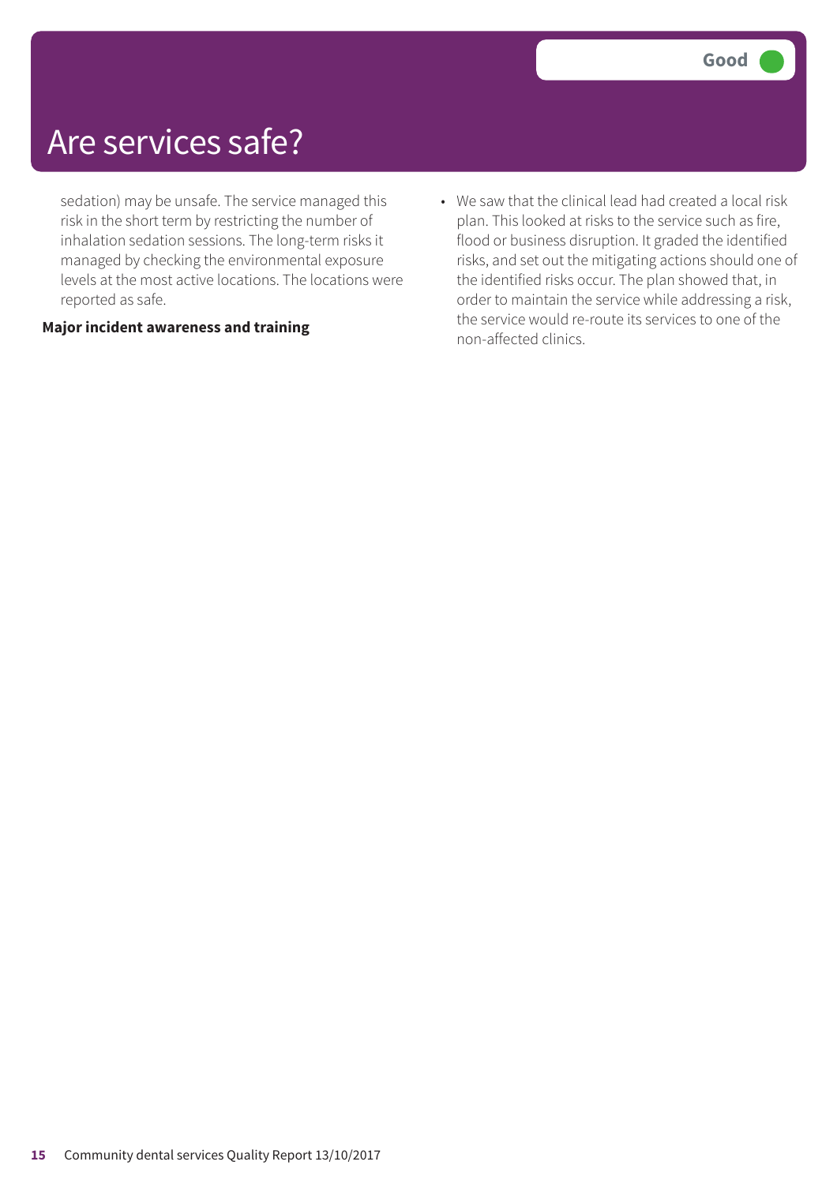# Are services safe?

Good

sedation) may be unsafe. The service managed this risk in the short term by restricting the number of inhalation sedation sessions. The long-term risks it managed by checking the environmental exposure levels at the most active locations. The locations were reported as safe.

**Major incident awareness and training**

- We saw that the clinical lead had created a local risk plan. This looked at risks to the service such as fire, flood or business disruption. It graded the identified risks, and set out the mitigating actions should one of the identified risks occur. The plan showed that, in order to maintain the service while addressing a risk, the service would re-route its services to one of the non-affected clinics.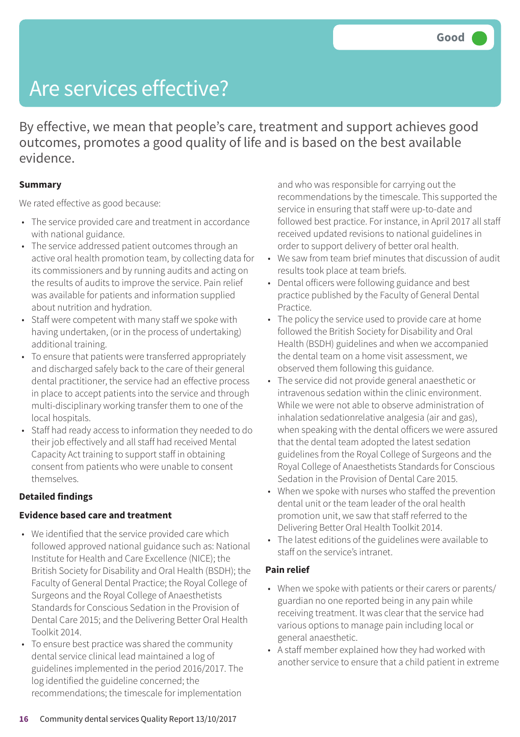Good

# Are services effective?

By effective, we mean that people's care, treatment and support achieves good outcomes, promotes a good quality of life and is based on the best available evidence.

**Summary**

We rated effective as good because:

- The service provided care and treatment in accordance with national guidance.
- The service addressed patient outcomes through an active oral health promotion team, by collecting data for its commissioners and by running audits and acting on the results of audits to improve the service. Pain relief was available for patients and information supplied about nutrition and hydration.
- Staff were competent with many staff we spoke with having undertaken, (or in the process of undertaking) additional training.
- To ensure that patients were transferred appropriately and discharged safely back to the care of their general dental practitioner, the service had an effective process in place to accept patients into the service and through multi-disciplinary working transfer them to one of the local hospitals.
- Staff had ready access to information they needed to do their job effectively and all staff had received Mental Capacity Act training to support staff in obtaining consent from patients who were unable to consent themselves.

## Detailed findings

### Evidence based care and treatment

- We identified that the service provided care which followed approved national guidance such as: National Institute for Health and Care Excellence (NICE); the British Society for Disability and Oral Health (BSDH); the Faculty of General Dental Practice; the Royal College of Surgeons and the Royal College of Anaesthetists Standards for Conscious Sedation in the Provision of Dental Care 2015; and the Delivering Better Oral Health Toolkit 2014.
- To ensure best practice was shared the community dental service clinical lead maintained a log of guidelines implemented in the period 2016/2017. The log identified the guideline concerned; the recommendations; the timescale for implementation and who was responsible for carrying out the recommendations by the timescale. This supported the service in ensuring that staff were up-to-date and followed best practice. For instance, in April 2017 all staff received updated revisions to national guidelines in order to support delivery of better oral health.
- We saw from team brief minutes that discussion of audit results took place at team briefs.
- Dental officers were following guidance and best practice published by the Faculty of General Dental Practice.
- The policy the service used to provide care at home followed the British Society for Disability and Oral Health (BSDH) guidelines and when we accompanied the dental team on a home visit assessment, we observed them following this guidance.
- The service did not provide general anaesthetic or intravenous sedation within the clinic environment. While we were not able to observe administration of inhalation sedationrelative analgesia (air and gas), when speaking with the dental officers we were assured that the dental team adopted the latest sedation guidelines from the Royal College of Surgeons and the Royal College of Anaesthetists Standards for Conscious Sedation in the Provision of Dental Care 2015.
- When we spoke with nurses who staffed the prevention dental unit or the team leader of the oral health promotion unit, we saw that staff referred to the Delivering Better Oral Health Toolkit 2014.
- The latest editions of the guidelines were available to staff on the service's intranet.

### Pain relief

- When we spoke with patients or their carers or parents/ guardian no one reported being in any pain while receiving treatment. It was clear that the service had various options to manage pain including local or general anaesthetic.
- A staff member explained how they had worked with another service to ensure that a child patient in extreme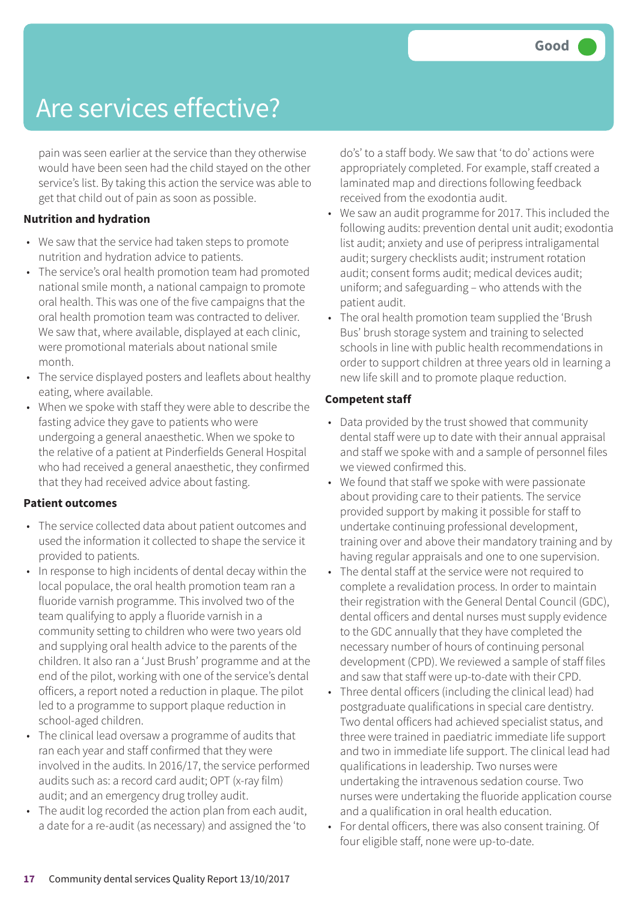# Are services effective?

Good

pain was seen earlier at the service than they otherwise would have been seen had the child stayed on the other service's list. By taking this action the service was able to get that child out of pain as soon as possible.

**Nutrition and hydration**

- We saw that the service had taken steps to promote nutrition and hydration advice to patients.
- The service's oral health promotion team had promoted national smile month, a national campaign to promote oral health. This was one of the five campaigns that the oral health promotion team was contracted to deliver. We saw that, where available, displayed at each clinic, were promotional materials about national smile month.
- The service displayed posters and leaflets about healthy eating, where available.
- When we spoke with staff they were able to describe the fasting advice they gave to patients who were undergoing a general anaesthetic. When we spoke to the relative of a patient at Pinderfields General Hospital who had received a general anaesthetic, they confirmed that they had received advice about fasting.

**Patient outcomes**

- The service collected data about patient outcomes and used the information it collected to shape the service it provided to patients.
- In response to high incidents of dental decay within the local populace, the oral health promotion team ran a fluoride varnish programme. This involved two of the team qualifying to apply a fluoride varnish in a community setting to children who were two years old and supplying oral health advice to the parents of the children. It also ran a 'Just Brush' programme and at the end of the pilot, working with one of the service's dental officers, a report noted a reduction in plaque. The pilot led to a programme to support plaque reduction in school-aged children.
- The clinical lead oversaw a programme of audits that ran each year and staff confirmed that they were involved in the audits. In 2016/17, the service performed audits such as: a record card audit; OPT (x-ray film) audit; and an emergency drug trolley audit.
- The audit log recorded the action plan from each audit, a date for a re-audit (as necessary) and assigned the 'to do's' to a staff body. We saw that 'to do' actions were appropriately completed. For example, staff created a laminated map and directions following feedback received from the exodontia audit.
- We saw an audit programme for 2017. This included the following audits: prevention dental unit audit; exodontia list audit; anxiety and use of peripress intraligamental audit; surgery checklists audit; instrument rotation audit; consent forms audit; medical devices audit; uniform; and safeguarding – who attends with the patient audit.
- The oral health promotion team supplied the 'Brush Bus' brush storage system and training to selected schools in line with public health recommendations in order to support children at three years old in learning a new life skill and to promote plaque reduction.

**Competent staff**

- Data provided by the trust showed that community dental staff were up to date with their annual appraisal and staff we spoke with and a sample of personnel files we viewed confirmed this.
- We found that staff we spoke with were passionate about providing care to their patients. The service provided support by making it possible for staff to undertake continuing professional development, training over and above their mandatory training and by having regular appraisals and one to one supervision.
- The dental staff at the service were not required to complete a revalidation process. In order to maintain their registration with the General Dental Council (GDC), dental officers and dental nurses must supply evidence to the GDC annually that they have completed the necessary number of hours of continuing personal development (CPD). We reviewed a sample of staff files and saw that staff were up-to-date with their CPD.
- Three dental officers (including the clinical lead) had postgraduate qualifications in special care dentistry. Two dental officers had achieved specialist status, and three were trained in paediatric immediate life support and two in immediate life support. The clinical lead had qualifications in leadership. Two nurses were undertaking the intravenous sedation course. Two nurses were undertaking the fluoride application course and a qualification in oral health education.
- For dental officers, there was also consent training. Of four eligible staff, none were up-to-date.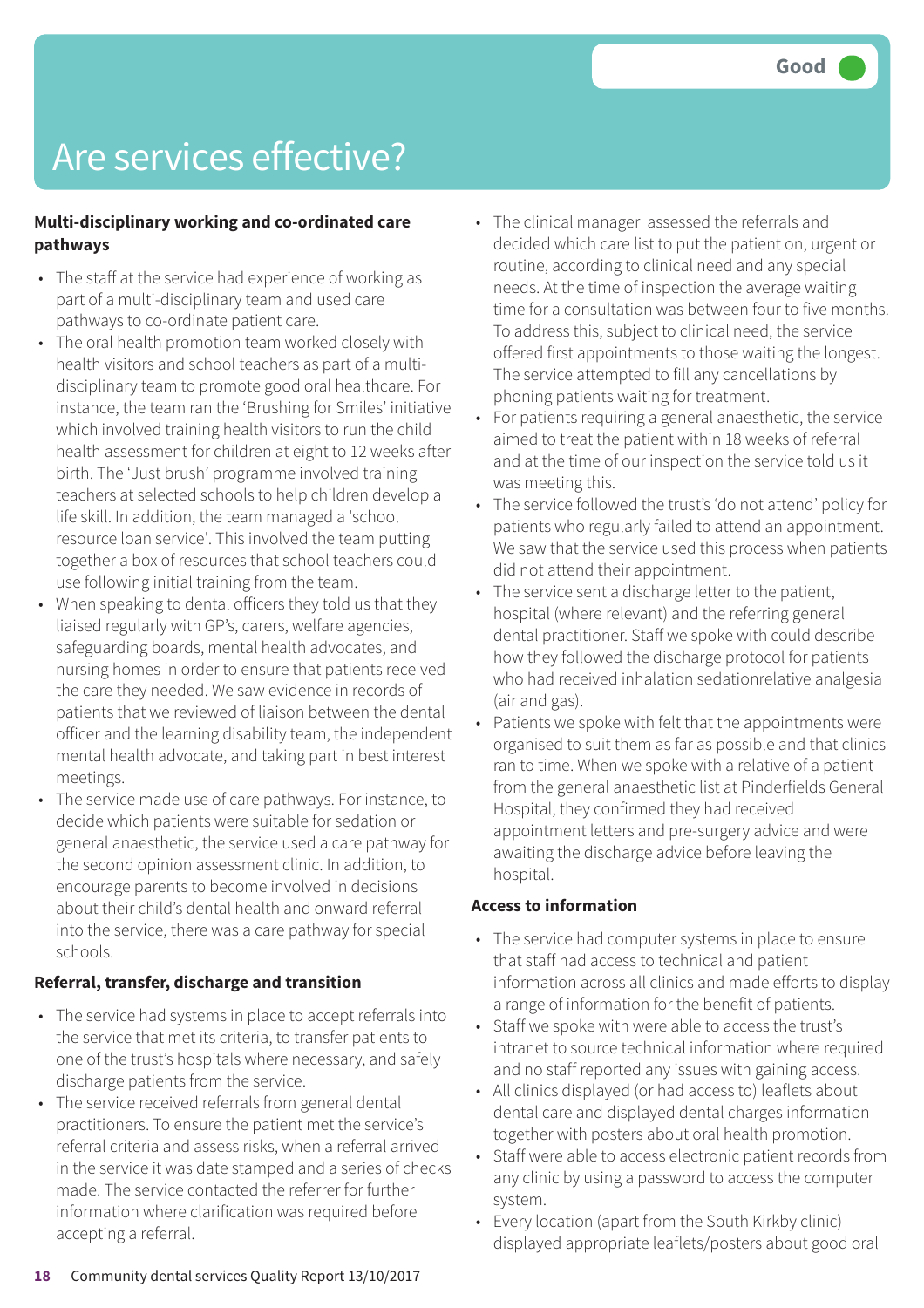Good

# Are services effective?

**Multi-disciplinary working and co-ordinated care pathways**

- The staff at the service had experience of working as part of a multi-disciplinary team and used care pathways to co-ordinate patient care.
- The oral health promotion team worked closely with health visitors and school teachers as part of a multi-disciplinary team to promote good oral healthcare. For instance, the team ran the 'Brushing for Smiles' initiative which involved training health visitors to run the child health assessment for children at eight to 12 weeks after birth. The 'Just brush' programme involved training teachers at selected schools to help children develop a life skill. In addition, the team managed a 'school resource loan service'. This involved the team putting together a box of resources that school teachers could use following initial training from the team.
- When speaking to dental officers they told us that they liaised regularly with GP's, carers, welfare agencies, safeguarding boards, mental health advocates, and nursing homes in order to ensure that patients received the care they needed. We saw evidence in records of patients that we reviewed of liaison between the dental officer and the learning disability team, the independent mental health advocate, and taking part in best interest meetings.
- The service made use of care pathways. For instance, to decide which patients were suitable for sedation or general anaesthetic, the service used a care pathway for the second opinion assessment clinic. In addition, to encourage parents to become involved in decisions about their child's dental health and onward referral into the service, there was a care pathway for special schools.

**Referral, transfer, discharge and transition**

- The service had systems in place to accept referrals into the service that met its criteria, to transfer patients to one of the trust's hospitals where necessary, and safely discharge patients from the service.
- The service received referrals from general dental practitioners. To ensure the patient met the service's referral criteria and assess risks, when a referral arrived in the service it was date stamped and a series of checks made. The service contacted the referrer for further information where clarification was required before accepting a referral.
- The clinical manager assessed the referrals and decided which care list to put the patient on, urgent or routine, according to clinical need and any special needs. At the time of inspection the average waiting time for a consultation was between four to five months. To address this, subject to clinical need, the service offered first appointments to those waiting the longest. The service attempted to fill any cancellations by phoning patients waiting for treatment.
- For patients requiring a general anaesthetic, the service aimed to treat the patient within 18 weeks of referral and at the time of our inspection the service told us it was meeting this.
- The service followed the trust's 'do not attend' policy for patients who regularly failed to attend an appointment. We saw that the service used this process when patients did not attend their appointment.
- The service sent a discharge letter to the patient, hospital (where relevant) and the referring general dental practitioner. Staff we spoke with could describe how they followed the discharge protocol for patients who had received inhalation sedationrelative analgesia (air and gas).
- Patients we spoke with felt that the appointments were organised to suit them as far as possible and that clinics ran to time. When we spoke with a relative of a patient from the general anaesthetic list at Pinderfields General Hospital, they confirmed they had received appointment letters and pre-surgery advice and were awaiting the discharge advice before leaving the hospital.

**Access to information**

- The service had computer systems in place to ensure that staff had access to technical and patient information across all clinics and made efforts to display a range of information for the benefit of patients.
- Staff we spoke with were able to access the trust's intranet to source technical information where required and no staff reported any issues with gaining access.
- All clinics displayed (or had access to) leaflets about dental care and displayed dental charges information together with posters about oral health promotion.
- Staff were able to access electronic patient records from any clinic by using a password to access the computer system.
- Every location (apart from the South Kirkby clinic) displayed appropriate leaflets/posters about good oral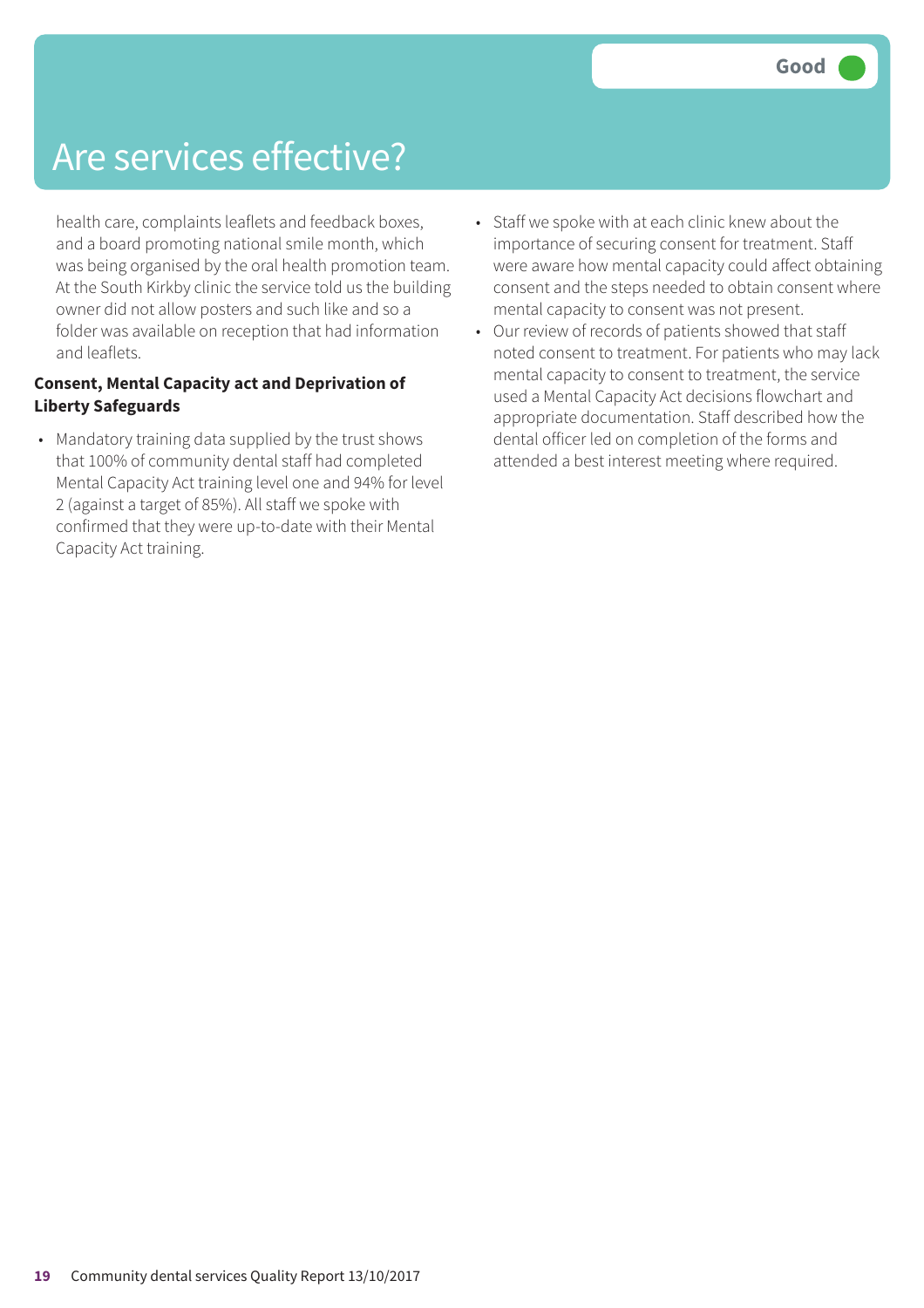# Are services effective?

Good

health care, complaints leaflets and feedback boxes, and a board promoting national smile month, which was being organised by the oral health promotion team. At the South Kirkby clinic the service told us the building owner did not allow posters and such like and so a folder was available on reception that had information and leaflets.

**Consent, Mental Capacity act and Deprivation of Liberty Safeguards**

- Mandatory training data supplied by the trust shows that 100% of community dental staff had completed Mental Capacity Act training level one and 94% for level 2 (against a target of 85%). All staff we spoke with confirmed that they were up-to-date with their Mental Capacity Act training.
- Staff we spoke with at each clinic knew about the importance of securing consent for treatment. Staff were aware how mental capacity could affect obtaining consent and the steps needed to obtain consent where mental capacity to consent was not present.
- Our review of records of patients showed that staff noted consent to treatment. For patients who may lack mental capacity to consent to treatment, the service used a Mental Capacity Act decisions flowchart and appropriate documentation. Staff described how the dental officer led on completion of the forms and attended a best interest meeting where required.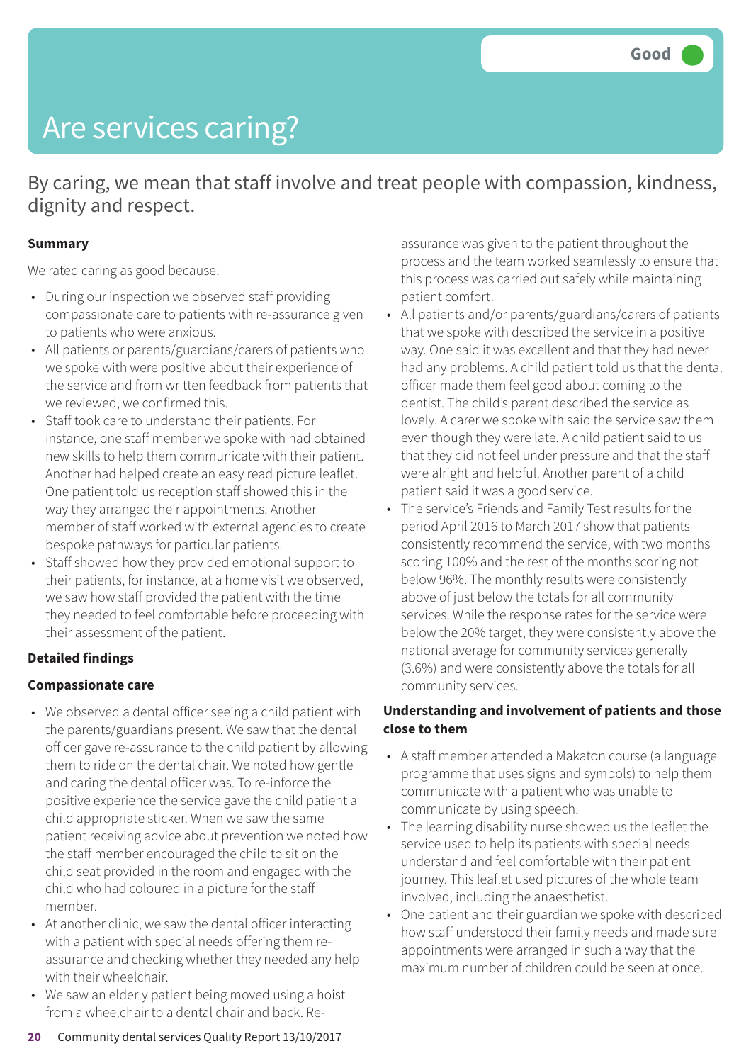Good

# Are services caring?

By caring, we mean that staff involve and treat people with compassion, kindness, dignity and respect.

**Summary**

We rated caring as good because:

- During our inspection we observed staff providing compassionate care to patients with re-assurance given to patients who were anxious.
- All patients or parents/guardians/carers of patients who we spoke with were positive about their experience of the service and from written feedback from patients that we reviewed, we confirmed this.
- Staff took care to understand their patients. For instance, one staff member we spoke with had obtained new skills to help them communicate with their patient. Another had helped create an easy read picture leaflet. One patient told us reception staff showed this in the way they arranged their appointments. Another member of staff worked with external agencies to create bespoke pathways for particular patients.
- Staff showed how they provided emotional support to their patients, for instance, at a home visit we observed, we saw how staff provided the patient with the time they needed to feel comfortable before proceeding with their assessment of the patient.

**Detailed findings**

**Compassionate care**

- We observed a dental officer seeing a child patient with the parents/guardians present. We saw that the dental officer gave re-assurance to the child patient by allowing them to ride on the dental chair. We noted how gentle and caring the dental officer was. To re-inforce the positive experience the service gave the child patient a child appropriate sticker. When we saw the same patient receiving advice about prevention we noted how the staff member encouraged the child to sit on the child seat provided in the room and engaged with the child who had coloured in a picture for the staff member.
- At another clinic, we saw the dental officer interacting with a patient with special needs offering them re-assurance and checking whether they needed any help with their wheelchair.
- We saw an elderly patient being moved using a hoist from a wheelchair to a dental chair and back. Re-assurance was given to the patient throughout the process and the team worked seamlessly to ensure that this process was carried out safely while maintaining patient comfort.
- All patients and/or parents/guardians/carers of patients that we spoke with described the service in a positive way. One said it was excellent and that they had never had any problems. A child patient told us that the dental officer made them feel good about coming to the dentist. The child's parent described the service as lovely. A carer we spoke with said the service saw them even though they were late. A child patient said to us that they did not feel under pressure and that the staff were alright and helpful. Another parent of a child patient said it was a good service.
- The service's Friends and Family Test results for the period April 2016 to March 2017 show that patients consistently recommend the service, with two months scoring 100% and the rest of the months scoring not below 96%. The monthly results were consistently above of just below the totals for all community services. While the response rates for the service were below the 20% target, they were consistently above the national average for community services generally (3.6%) and were consistently above the totals for all community services.

**Understanding and involvement of patients and those close to them**

- A staff member attended a Makaton course (a language programme that uses signs and symbols) to help them communicate with a patient who was unable to communicate by using speech.
- The learning disability nurse showed us the leaflet the service used to help its patients with special needs understand and feel comfortable with their patient journey. This leaflet used pictures of the whole team involved, including the anaesthetist.
- One patient and their guardian we spoke with described how staff understood their family needs and made sure appointments were arranged in such a way that the maximum number of children could be seen at once.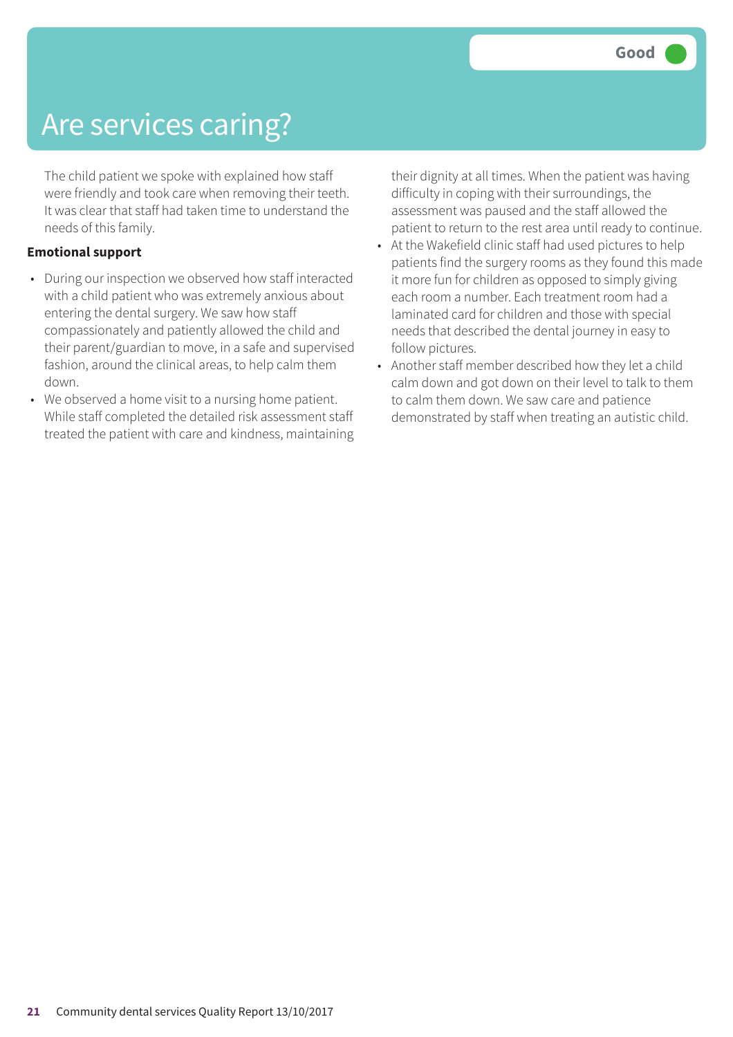# Are services caring?

Good

The child patient we spoke with explained how staff were friendly and took care when removing their teeth. It was clear that staff had taken time to understand the needs of this family.

**Emotional support**

- During our inspection we observed how staff interacted with a child patient who was extremely anxious about entering the dental surgery. We saw how staff compassionately and patiently allowed the child and their parent/guardian to move, in a safe and supervised fashion, around the clinical areas, to help calm them down.
- We observed a home visit to a nursing home patient. While staff completed the detailed risk assessment staff treated the patient with care and kindness, maintaining their dignity at all times. When the patient was having difficulty in coping with their surroundings, the assessment was paused and the staff allowed the patient to return to the rest area until ready to continue.
- At the Wakefield clinic staff had used pictures to help patients find the surgery rooms as they found this made it more fun for children as opposed to simply giving each room a number. Each treatment room had a laminated card for children and those with special needs that described the dental journey in easy to follow pictures.
- Another staff member described how they let a child calm down and got down on their level to talk to them to calm them down. We saw care and patience demonstrated by staff when treating an autistic child.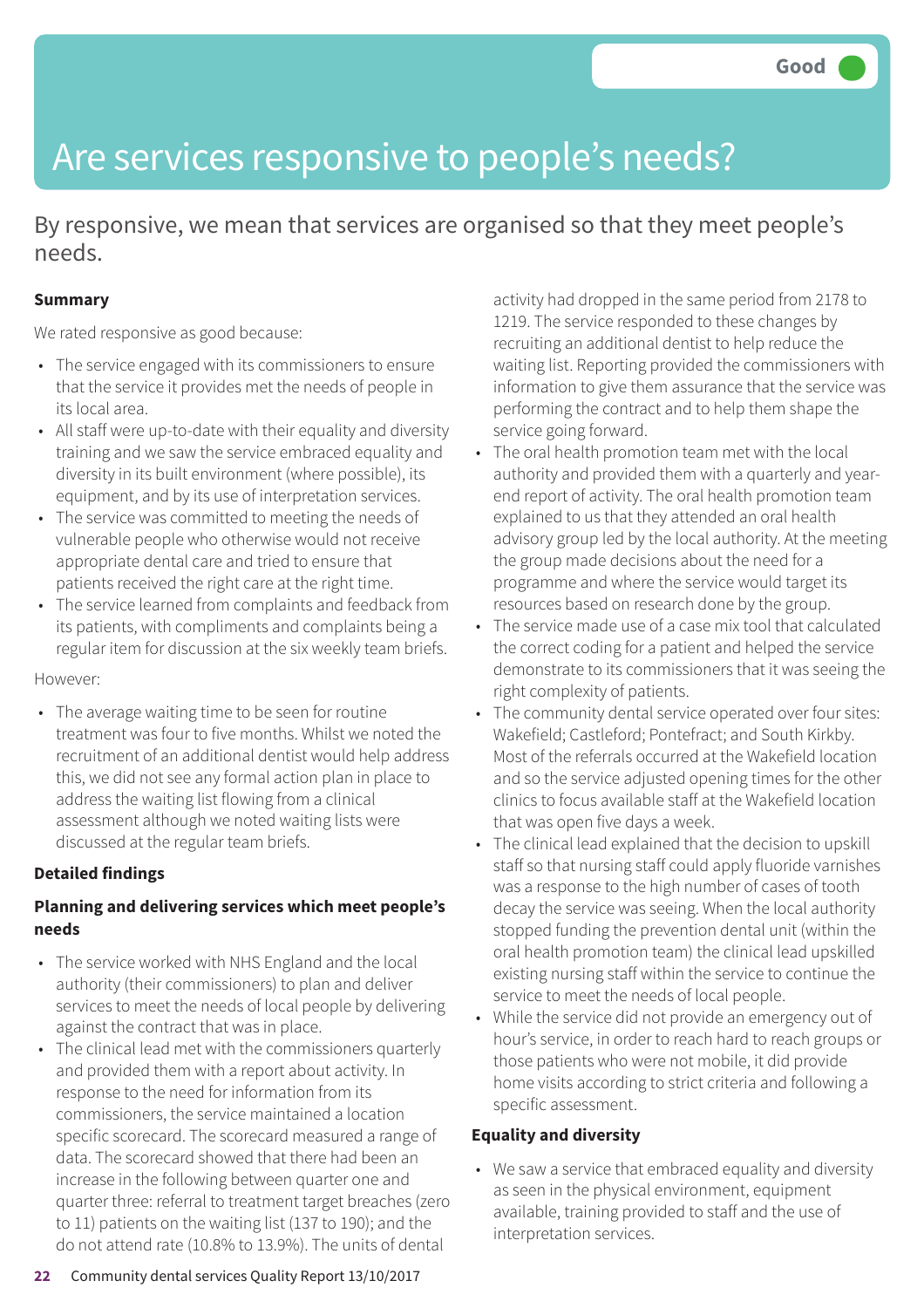Good

# Are services responsive to people's needs?

By responsive, we mean that services are organised so that they meet people's needs.

**Summary**

We rated responsive as good because:

- The service engaged with its commissioners to ensure that the service it provides met the needs of people in its local area.
- All staff were up-to-date with their equality and diversity training and we saw the service embraced equality and diversity in its built environment (where possible), its equipment, and by its use of interpretation services.
- The service was committed to meeting the needs of vulnerable people who otherwise would not receive appropriate dental care and tried to ensure that patients received the right care at the right time.
- The service learned from complaints and feedback from its patients, with compliments and complaints being a regular item for discussion at the six weekly team briefs.

However:

- The average waiting time to be seen for routine treatment was four to five months. Whilst we noted the recruitment of an additional dentist would help address this, we did not see any formal action plan in place to address the waiting list flowing from a clinical assessment although we noted waiting lists were discussed at the regular team briefs.

**Detailed findings**

**Planning and delivering services which meet people's needs**

- The service worked with NHS England and the local authority (their commissioners) to plan and deliver services to meet the needs of local people by delivering against the contract that was in place.
- The clinical lead met with the commissioners quarterly and provided them with a report about activity. In response to the need for information from its commissioners, the service maintained a location specific scorecard. The scorecard measured a range of data. The scorecard showed that there had been an increase in the following between quarter one and quarter three: referral to treatment target breaches (zero to 11) patients on the waiting list (137 to 190); and the do not attend rate (10.8% to 13.9%). The units of dental activity had dropped in the same period from 2178 to 1219. The service responded to these changes by recruiting an additional dentist to help reduce the waiting list. Reporting provided the commissioners with information to give them assurance that the service was performing the contract and to help them shape the service going forward.
- The oral health promotion team met with the local authority and provided them with a quarterly and year-end report of activity. The oral health promotion team explained to us that they attended an oral health advisory group led by the local authority. At the meeting the group made decisions about the need for a programme and where the service would target its resources based on research done by the group.
- The service made use of a case mix tool that calculated the correct coding for a patient and helped the service demonstrate to its commissioners that it was seeing the right complexity of patients.
- The community dental service operated over four sites: Wakefield; Castleford; Pontefract; and South Kirkby. Most of the referrals occurred at the Wakefield location and so the service adjusted opening times for the other clinics to focus available staff at the Wakefield location that was open five days a week.
- The clinical lead explained that the decision to upskill staff so that nursing staff could apply fluoride varnishes was a response to the high number of cases of tooth decay the service was seeing. When the local authority stopped funding the prevention dental unit (within the oral health promotion team) the clinical lead upskilled existing nursing staff within the service to continue the service to meet the needs of local people.
- While the service did not provide an emergency out of hour's service, in order to reach hard to reach groups or those patients who were not mobile, it did provide home visits according to strict criteria and following a specific assessment.

**Equality and diversity**

- We saw a service that embraced equality and diversity as seen in the physical environment, equipment available, training provided to staff and the use of interpretation services.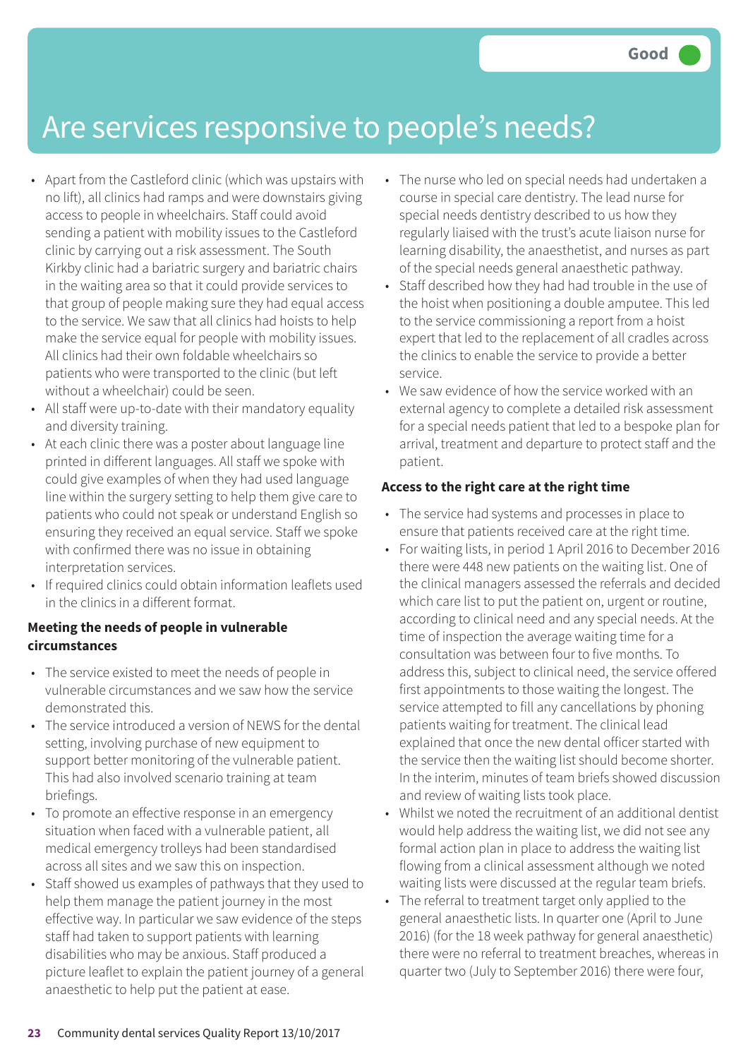Good

# Are services responsive to people's needs?

- Apart from the Castleford clinic (which was upstairs with no lift), all clinics had ramps and were downstairs giving access to people in wheelchairs. Staff could avoid sending a patient with mobility issues to the Castleford clinic by carrying out a risk assessment. The South Kirkby clinic had a bariatric surgery and bariatric chairs in the waiting area so that it could provide services to that group of people making sure they had equal access to the service. We saw that all clinics had hoists to help make the service equal for people with mobility issues. All clinics had their own foldable wheelchairs so patients who were transported to the clinic (but left without a wheelchair) could be seen.
- All staff were up-to-date with their mandatory equality and diversity training.
- At each clinic there was a poster about language line printed in different languages. All staff we spoke with could give examples of when they had used language line within the surgery setting to help them give care to patients who could not speak or understand English so ensuring they received an equal service. Staff we spoke with confirmed there was no issue in obtaining interpretation services.
- If required clinics could obtain information leaflets used in the clinics in a different format.

**Meeting the needs of people in vulnerable circumstances**

- The service existed to meet the needs of people in vulnerable circumstances and we saw how the service demonstrated this.
- The service introduced a version of NEWS for the dental setting, involving purchase of new equipment to support better monitoring of the vulnerable patient. This had also involved scenario training at team briefings.
- To promote an effective response in an emergency situation when faced with a vulnerable patient, all medical emergency trolleys had been standardised across all sites and we saw this on inspection.
- Staff showed us examples of pathways that they used to help them manage the patient journey in the most effective way. In particular we saw evidence of the steps staff had taken to support patients with learning disabilities who may be anxious. Staff produced a picture leaflet to explain the patient journey of a general anaesthetic to help put the patient at ease.
- The nurse who led on special needs had undertaken a course in special care dentistry. The lead nurse for special needs dentistry described to us how they regularly liaised with the trust's acute liaison nurse for learning disability, the anaesthetist, and nurses as part of the special needs general anaesthetic pathway.
- Staff described how they had had trouble in the use of the hoist when positioning a double amputee. This led to the service commissioning a report from a hoist expert that led to the replacement of all cradles across the clinics to enable the service to provide a better service.
- We saw evidence of how the service worked with an external agency to complete a detailed risk assessment for a special needs patient that led to a bespoke plan for arrival, treatment and departure to protect staff and the patient.

**Access to the right care at the right time**

- The service had systems and processes in place to ensure that patients received care at the right time.
- For waiting lists, in period 1 April 2016 to December 2016 there were 448 new patients on the waiting list. One of the clinical managers assessed the referrals and decided which care list to put the patient on, urgent or routine, according to clinical need and any special needs. At the time of inspection the average waiting time for a consultation was between four to five months. To address this, subject to clinical need, the service offered first appointments to those waiting the longest. The service attempted to fill any cancellations by phoning patients waiting for treatment. The clinical lead explained that once the new dental officer started with the service then the waiting list should become shorter. In the interim, minutes of team briefs showed discussion and review of waiting lists took place.
- Whilst we noted the recruitment of an additional dentist would help address the waiting list, we did not see any formal action plan in place to address the waiting list flowing from a clinical assessment although we noted waiting lists were discussed at the regular team briefs.
- The referral to treatment target only applied to the general anaesthetic lists. In quarter one (April to June 2016) (for the 18 week pathway for general anaesthetic) there were no referral to treatment breaches, whereas in quarter two (July to September 2016) there were four,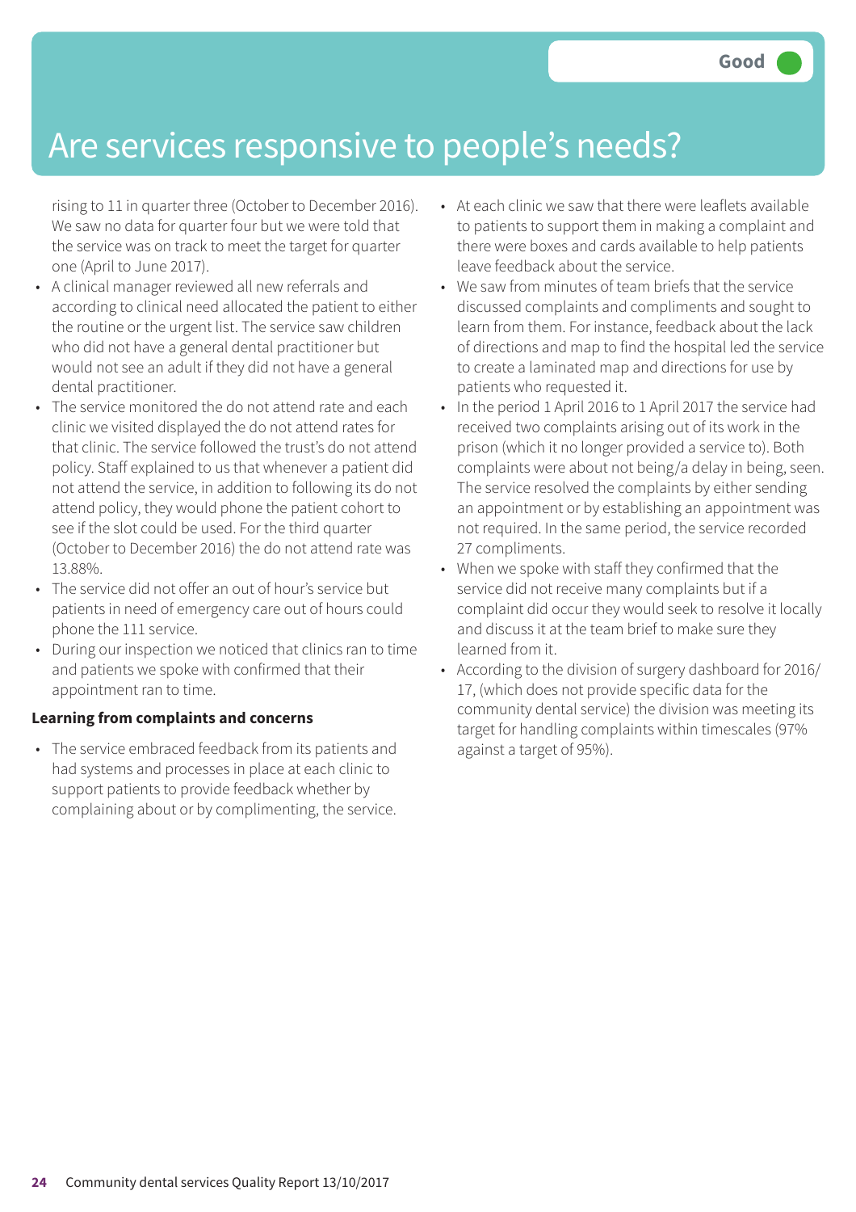# Are services responsive to people's needs?

Good

rising to 11 in quarter three (October to December 2016). We saw no data for quarter four but we were told that the service was on track to meet the target for quarter one (April to June 2017).

- A clinical manager reviewed all new referrals and according to clinical need allocated the patient to either the routine or the urgent list. The service saw children who did not have a general dental practitioner but would not see an adult if they did not have a general dental practitioner.
- The service monitored the do not attend rate and each clinic we visited displayed the do not attend rates for that clinic. The service followed the trust's do not attend policy. Staff explained to us that whenever a patient did not attend the service, in addition to following its do not attend policy, they would phone the patient cohort to see if the slot could be used. For the third quarter (October to December 2016) the do not attend rate was 13.88%.
- The service did not offer an out of hour's service but patients in need of emergency care out of hours could phone the 111 service.
- During our inspection we noticed that clinics ran to time and patients we spoke with confirmed that their appointment ran to time.

**Learning from complaints and concerns**

- The service embraced feedback from its patients and had systems and processes in place at each clinic to support patients to provide feedback whether by complaining about or by complimenting, the service.
- At each clinic we saw that there were leaflets available to patients to support them in making a complaint and there were boxes and cards available to help patients leave feedback about the service.
- We saw from minutes of team briefs that the service discussed complaints and compliments and sought to learn from them. For instance, feedback about the lack of directions and map to find the hospital led the service to create a laminated map and directions for use by patients who requested it.
- In the period 1 April 2016 to 1 April 2017 the service had received two complaints arising out of its work in the prison (which it no longer provided a service to). Both complaints were about not being/a delay in being, seen. The service resolved the complaints by either sending an appointment or by establishing an appointment was not required. In the same period, the service recorded 27 compliments.
- When we spoke with staff they confirmed that the service did not receive many complaints but if a complaint did occur they would seek to resolve it locally and discuss it at the team brief to make sure they learned from it.
- According to the division of surgery dashboard for 2016/17, (which does not provide specific data for the community dental service) the division was meeting its target for handling complaints within timescales (97% against a target of 95%).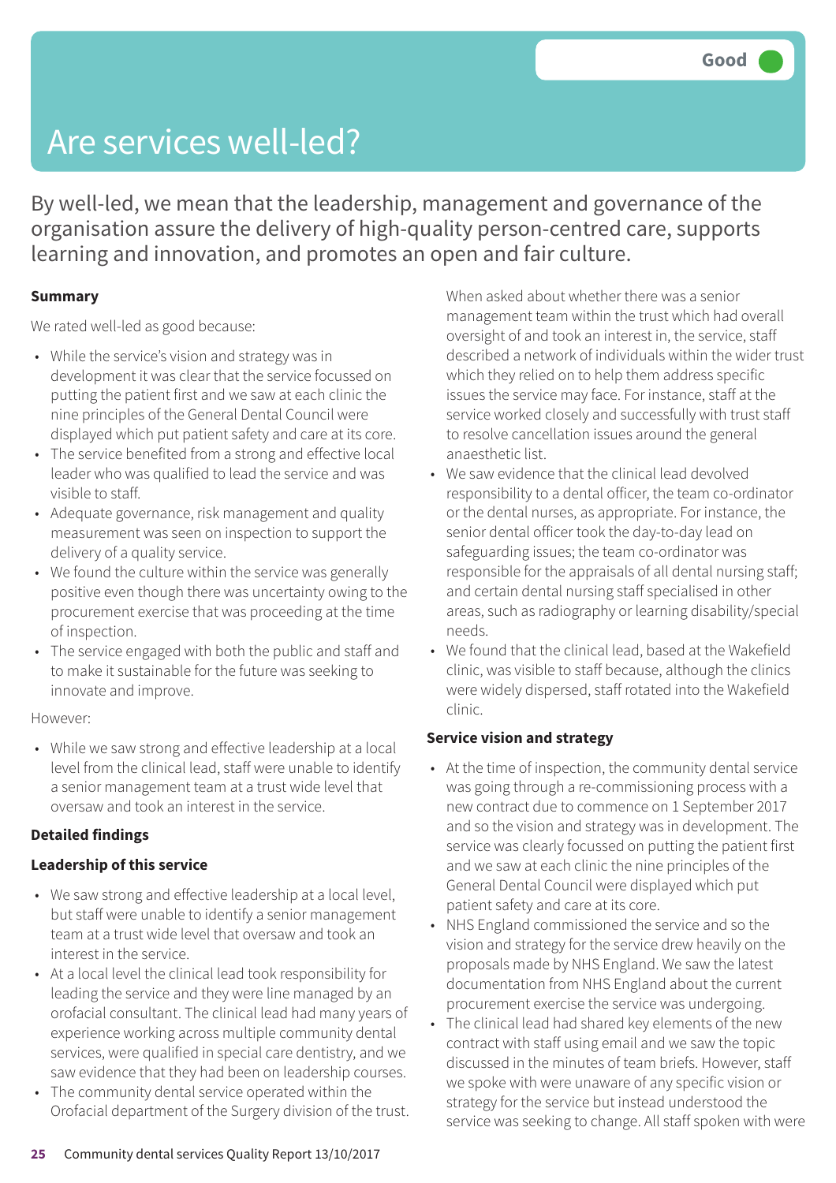Good

# Are services well-led?

By well-led, we mean that the leadership, management and governance of the organisation assure the delivery of high-quality person-centred care, supports learning and innovation, and promotes an open and fair culture.

**Summary**

We rated well-led as good because:

- While the service's vision and strategy was in development it was clear that the service focussed on putting the patient first and we saw at each clinic the nine principles of the General Dental Council were displayed which put patient safety and care at its core.
- The service benefited from a strong and effective local leader who was qualified to lead the service and was visible to staff.
- Adequate governance, risk management and quality measurement was seen on inspection to support the delivery of a quality service.
- We found the culture within the service was generally positive even though there was uncertainty owing to the procurement exercise that was proceeding at the time of inspection.
- The service engaged with both the public and staff and to make it sustainable for the future was seeking to innovate and improve.

However:

- While we saw strong and effective leadership at a local level from the clinical lead, staff were unable to identify a senior management team at a trust wide level that oversaw and took an interest in the service.

**Detailed findings**

**Leadership of this service**

- We saw strong and effective leadership at a local level, but staff were unable to identify a senior management team at a trust wide level that oversaw and took an interest in the service.
- At a local level the clinical lead took responsibility for leading the service and they were line managed by an orofacial consultant. The clinical lead had many years of experience working across multiple community dental services, were qualified in special care dentistry, and we saw evidence that they had been on leadership courses.
- The community dental service operated within the Orofacial department of the Surgery division of the trust. When asked about whether there was a senior management team within the trust which had overall oversight of and took an interest in, the service, staff described a network of individuals within the wider trust which they relied on to help them address specific issues the service may face. For instance, staff at the service worked closely and successfully with trust staff to resolve cancellation issues around the general anaesthetic list.
- We saw evidence that the clinical lead devolved responsibility to a dental officer, the team co-ordinator or the dental nurses, as appropriate. For instance, the senior dental officer took the day-to-day lead on safeguarding issues; the team co-ordinator was responsible for the appraisals of all dental nursing staff; and certain dental nursing staff specialised in other areas, such as radiography or learning disability/special needs.
- We found that the clinical lead, based at the Wakefield clinic, was visible to staff because, although the clinics were widely dispersed, staff rotated into the Wakefield clinic.

**Service vision and strategy**

- At the time of inspection, the community dental service was going through a re-commissioning process with a new contract due to commence on 1 September 2017 and so the vision and strategy was in development. The service was clearly focussed on putting the patient first and we saw at each clinic the nine principles of the General Dental Council were displayed which put patient safety and care at its core.
- NHS England commissioned the service and so the vision and strategy for the service drew heavily on the proposals made by NHS England. We saw the latest documentation from NHS England about the current procurement exercise the service was undergoing.
- The clinical lead had shared key elements of the new contract with staff using email and we saw the topic discussed in the minutes of team briefs. However, staff we spoke with were unaware of any specific vision or strategy for the service but instead understood the service was seeking to change. All staff spoken with were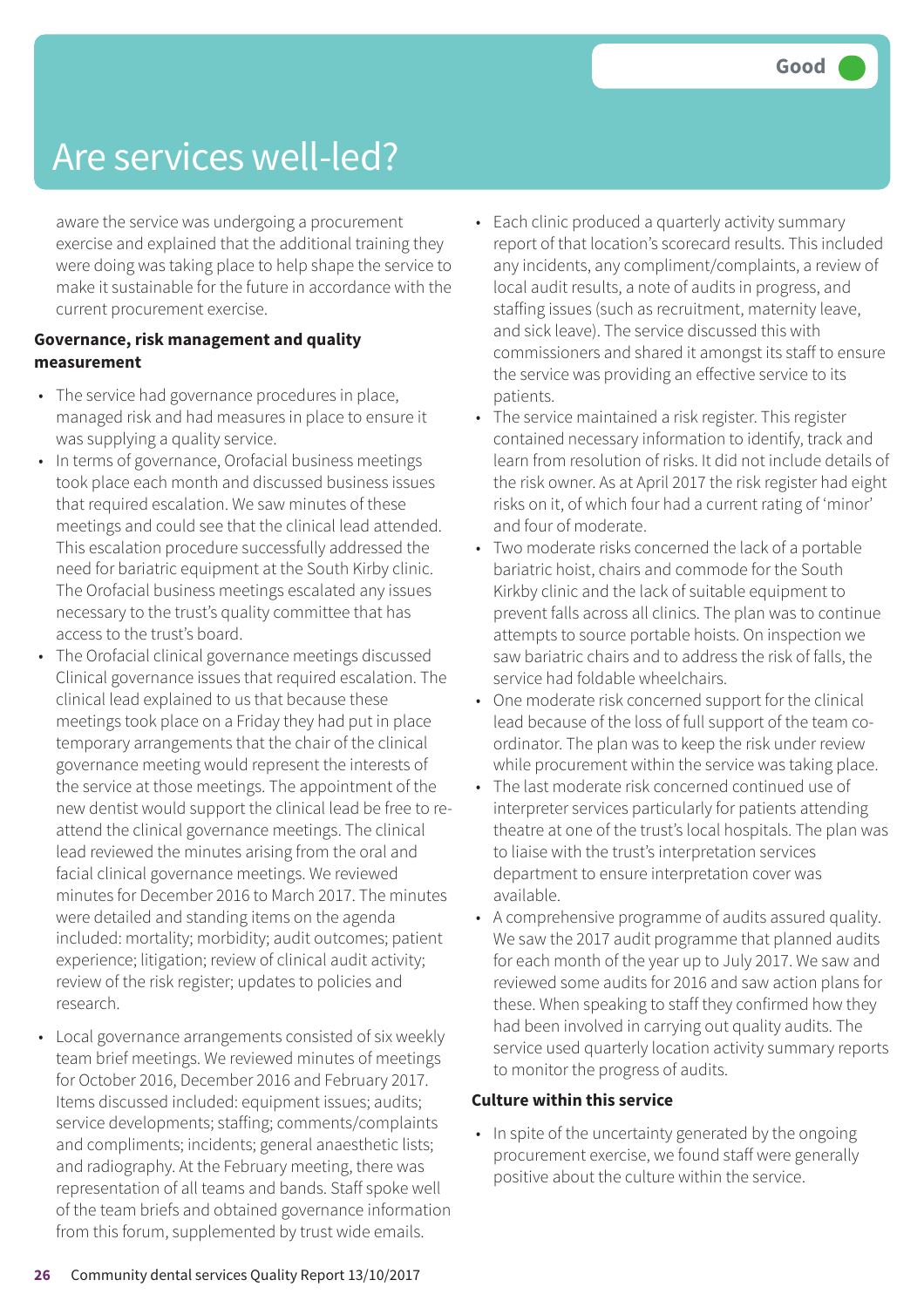# Are services well-led?

Good

aware the service was undergoing a procurement exercise and explained that the additional training they were doing was taking place to help shape the service to make it sustainable for the future in accordance with the current procurement exercise.

**Governance, risk management and quality measurement**

- The service had governance procedures in place, managed risk and had measures in place to ensure it was supplying a quality service.
- In terms of governance, Orofacial business meetings took place each month and discussed business issues that required escalation. We saw minutes of these meetings and could see that the clinical lead attended. This escalation procedure successfully addressed the need for bariatric equipment at the South Kirby clinic. The Orofacial business meetings escalated any issues necessary to the trust's quality committee that has access to the trust's board.
- The Orofacial clinical governance meetings discussed Clinical governance issues that required escalation. The clinical lead explained to us that because these meetings took place on a Friday they had put in place temporary arrangements that the chair of the clinical governance meeting would represent the interests of the service at those meetings. The appointment of the new dentist would support the clinical lead be free to re-attend the clinical governance meetings. The clinical lead reviewed the minutes arising from the oral and facial clinical governance meetings. We reviewed minutes for December 2016 to March 2017. The minutes were detailed and standing items on the agenda included: mortality; morbidity; audit outcomes; patient experience; litigation; review of clinical audit activity; review of the risk register; updates to policies and research.
- Local governance arrangements consisted of six weekly team brief meetings. We reviewed minutes of meetings for October 2016, December 2016 and February 2017. Items discussed included: equipment issues; audits; service developments; staffing; comments/complaints and compliments; incidents; general anaesthetic lists; and radiography. At the February meeting, there was representation of all teams and bands. Staff spoke well of the team briefs and obtained governance information from this forum, supplemented by trust wide emails.
- Each clinic produced a quarterly activity summary report of that location's scorecard results. This included any incidents, any compliment/complaints, a review of local audit results, a note of audits in progress, and staffing issues (such as recruitment, maternity leave, and sick leave). The service discussed this with commissioners and shared it amongst its staff to ensure the service was providing an effective service to its patients.
- The service maintained a risk register. This register contained necessary information to identify, track and learn from resolution of risks. It did not include details of the risk owner. As at April 2017 the risk register had eight risks on it, of which four had a current rating of 'minor' and four of moderate.
- Two moderate risks concerned the lack of a portable bariatric hoist, chairs and commode for the South Kirkby clinic and the lack of suitable equipment to prevent falls across all clinics. The plan was to continue attempts to source portable hoists. On inspection we saw bariatric chairs and to address the risk of falls, the service had foldable wheelchairs.
- One moderate risk concerned support for the clinical lead because of the loss of full support of the team co-ordinator. The plan was to keep the risk under review while procurement within the service was taking place.
- The last moderate risk concerned continued use of interpreter services particularly for patients attending theatre at one of the trust's local hospitals. The plan was to liaise with the trust's interpretation services department to ensure interpretation cover was available.
- A comprehensive programme of audits assured quality. We saw the 2017 audit programme that planned audits for each month of the year up to July 2017. We saw and reviewed some audits for 2016 and saw action plans for these. When speaking to staff they confirmed how they had been involved in carrying out quality audits. The service used quarterly location activity summary reports to monitor the progress of audits.

**Culture within this service**

- In spite of the uncertainty generated by the ongoing procurement exercise, we found staff were generally positive about the culture within the service.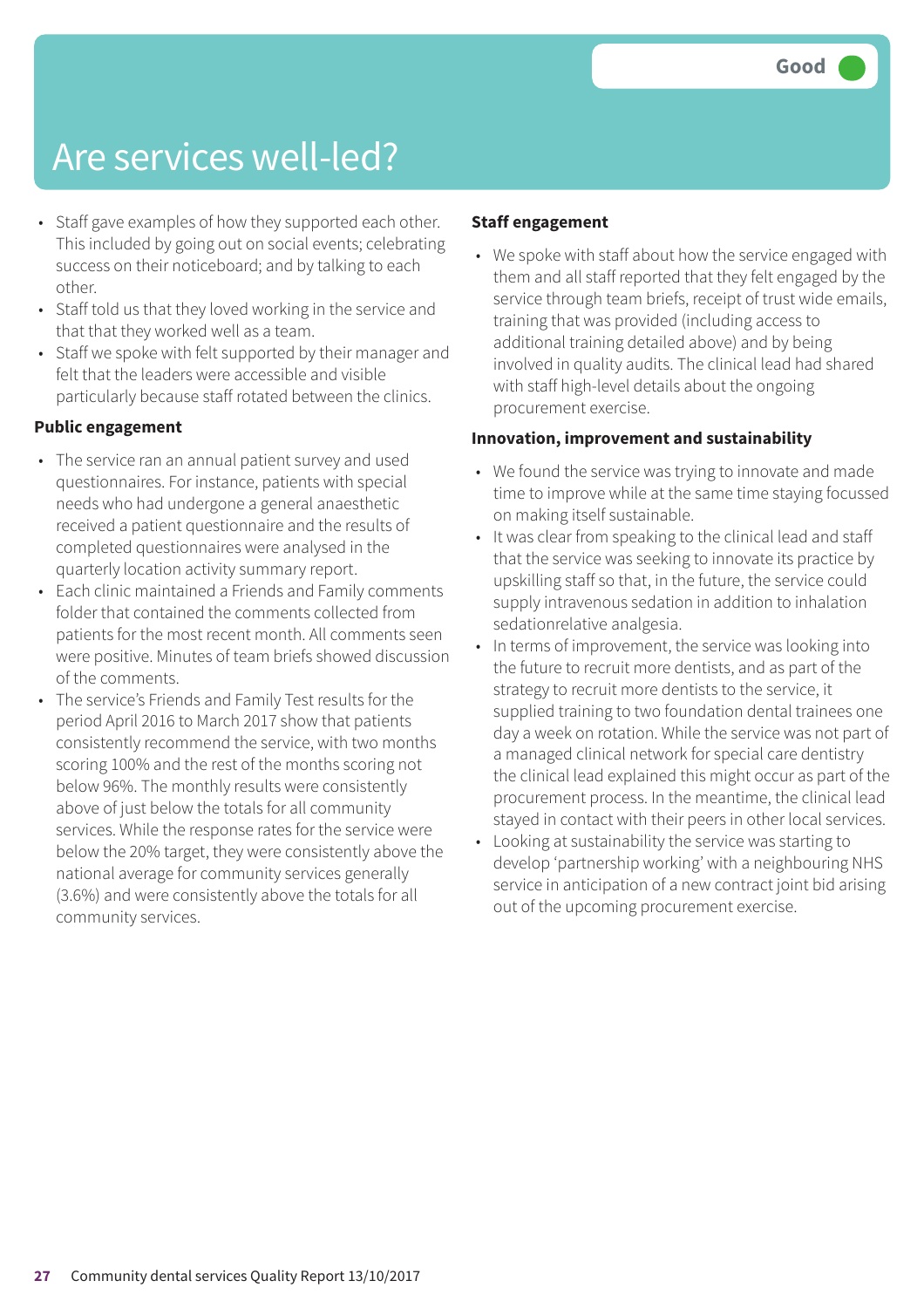# Are services well-led?

Good

- Staff gave examples of how they supported each other. This included by going out on social events; celebrating success on their noticeboard; and by talking to each other.
- Staff told us that they loved working in the service and that that they worked well as a team.
- Staff we spoke with felt supported by their manager and felt that the leaders were accessible and visible particularly because staff rotated between the clinics.

**Public engagement**

- The service ran an annual patient survey and used questionnaires. For instance, patients with special needs who had undergone a general anaesthetic received a patient questionnaire and the results of completed questionnaires were analysed in the quarterly location activity summary report.
- Each clinic maintained a Friends and Family comments folder that contained the comments collected from patients for the most recent month. All comments seen were positive. Minutes of team briefs showed discussion of the comments.
- The service's Friends and Family Test results for the period April 2016 to March 2017 show that patients consistently recommend the service, with two months scoring 100% and the rest of the months scoring not below 96%. The monthly results were consistently above of just below the totals for all community services. While the response rates for the service were below the 20% target, they were consistently above the national average for community services generally (3.6%) and were consistently above the totals for all community services.

**Staff engagement**

- We spoke with staff about how the service engaged with them and all staff reported that they felt engaged by the service through team briefs, receipt of trust wide emails, training that was provided (including access to additional training detailed above) and by being involved in quality audits. The clinical lead had shared with staff high-level details about the ongoing procurement exercise.

**Innovation, improvement and sustainability**

- We found the service was trying to innovate and made time to improve while at the same time staying focussed on making itself sustainable.
- It was clear from speaking to the clinical lead and staff that the service was seeking to innovate its practice by upskilling staff so that, in the future, the service could supply intravenous sedation in addition to inhalation sedationrelative analgesia.
- In terms of improvement, the service was looking into the future to recruit more dentists, and as part of the strategy to recruit more dentists to the service, it supplied training to two foundation dental trainees one day a week on rotation. While the service was not part of a managed clinical network for special care dentistry the clinical lead explained this might occur as part of the procurement process. In the meantime, the clinical lead stayed in contact with their peers in other local services.
- Looking at sustainability the service was starting to develop 'partnership working' with a neighbouring NHS service in anticipation of a new contract joint bid arising out of the upcoming procurement exercise.